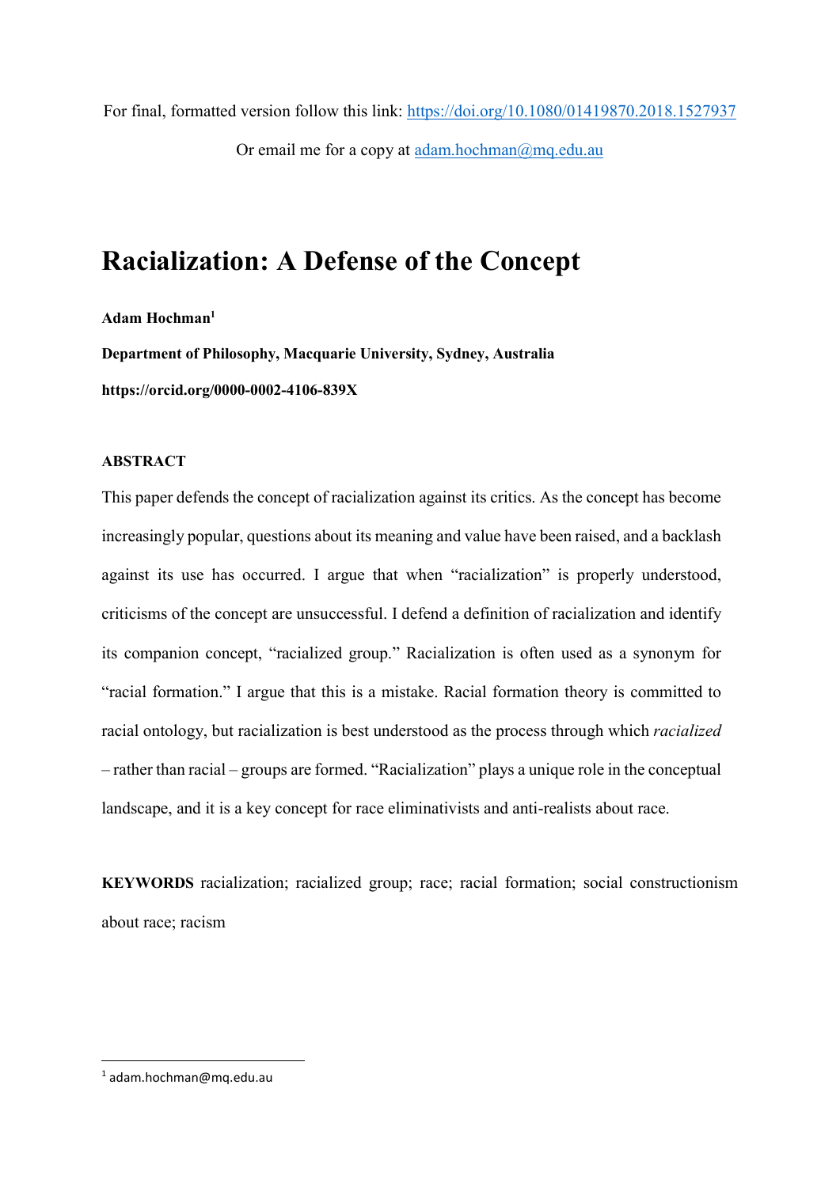For final, formatted version follow this link: https://doi.org/10.1080/01419870.2018.1527937

Or email me for a copy at adam.hochman@mq.edu.au

# Racialization: A Defense of the Concept

**Adam Hochman**[1]

**Department of Philosophy, Macquarie University, Sydney, Australia**

**https://orcid.org/0000-0002-4106-839X**

**ABSTRACT**

This paper defends the concept of racialization against its critics. As the concept has become increasingly popular, questions about its meaning and value have been raised, and a backlash against its use has occurred. I argue that when "racialization" is properly understood, criticisms of the concept are unsuccessful. I defend a definition of racialization and identify its companion concept, "racialized group." Racialization is often used as a synonym for "racial formation." I argue that this is a mistake. Racial formation theory is committed to racial ontology, but racialization is best understood as the process through which *racialized* – rather than racial – groups are formed. "Racialization" plays a unique role in the conceptual landscape, and it is a key concept for race eliminativists and anti-realists about race.

**KEYWORDS** racialization; racialized group; race; racial formation; social constructionism about race; racism

[1] adam.hochman@mq.edu.au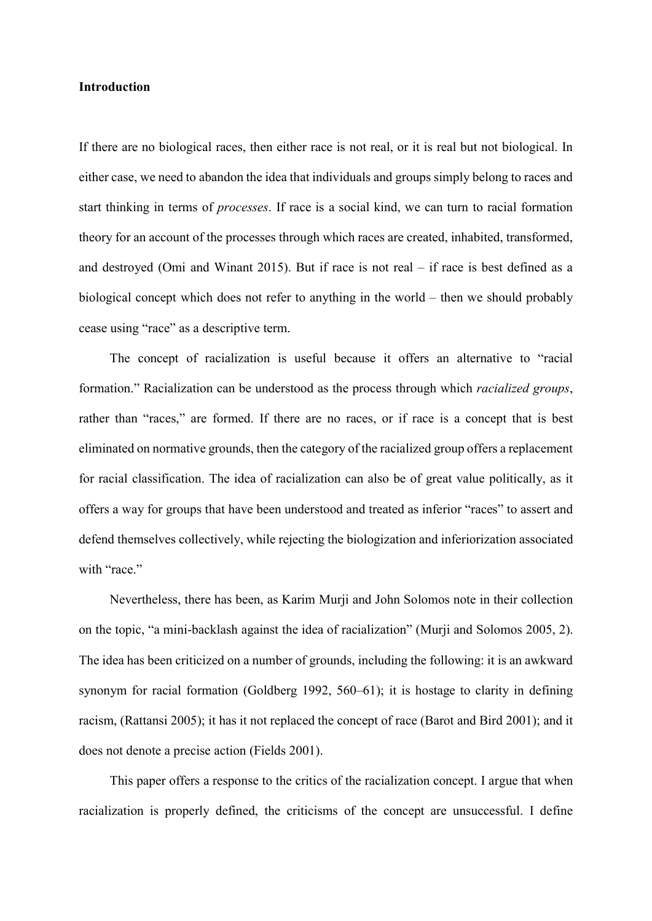**Introduction**

If there are no biological races, then either race is not real, or it is real but not biological. In either case, we need to abandon the idea that individuals and groups simply belong to races and start thinking in terms of *processes*. If race is a social kind, we can turn to racial formation theory for an account of the processes through which races are created, inhabited, transformed, and destroyed (Omi and Winant 2015). But if race is not real – if race is best defined as a biological concept which does not refer to anything in the world – then we should probably cease using "race" as a descriptive term.

The concept of racialization is useful because it offers an alternative to "racial formation." Racialization can be understood as the process through which *racialized groups*, rather than "races," are formed. If there are no races, or if race is a concept that is best eliminated on normative grounds, then the category of the racialized group offers a replacement for racial classification. The idea of racialization can also be of great value politically, as it offers a way for groups that have been understood and treated as inferior "races" to assert and defend themselves collectively, while rejecting the biologization and inferiorization associated with "race."

Nevertheless, there has been, as Karim Murji and John Solomos note in their collection on the topic, "a mini-backlash against the idea of racialization" (Murji and Solomos 2005, 2). The idea has been criticized on a number of grounds, including the following: it is an awkward synonym for racial formation (Goldberg 1992, 560–61); it is hostage to clarity in defining racism, (Rattansi 2005); it has it not replaced the concept of race (Barot and Bird 2001); and it does not denote a precise action (Fields 2001).

This paper offers a response to the critics of the racialization concept. I argue that when racialization is properly defined, the criticisms of the concept are unsuccessful. I define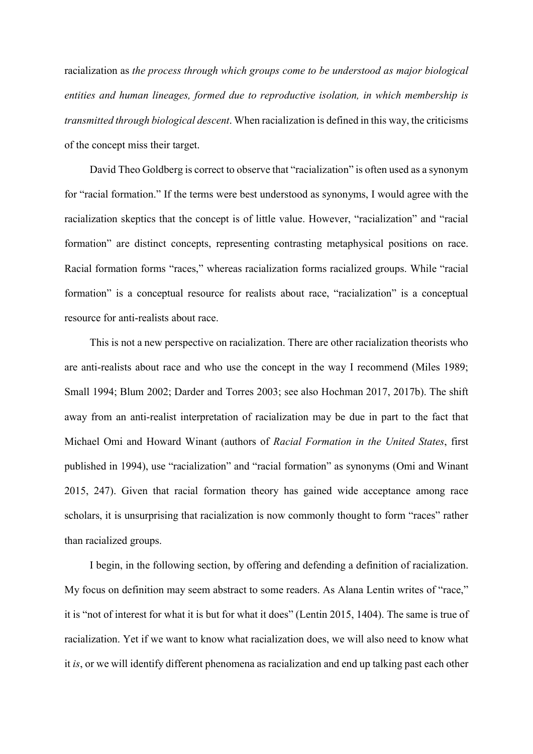racialization as *the process through which groups come to be understood as major biological entities and human lineages, formed due to reproductive isolation, in which membership is transmitted through biological descent*. When racialization is defined in this way, the criticisms of the concept miss their target.

David Theo Goldberg is correct to observe that "racialization" is often used as a synonym for "racial formation." If the terms were best understood as synonyms, I would agree with the racialization skeptics that the concept is of little value. However, "racialization" and "racial formation" are distinct concepts, representing contrasting metaphysical positions on race. Racial formation forms "races," whereas racialization forms racialized groups. While "racial formation" is a conceptual resource for realists about race, "racialization" is a conceptual resource for anti-realists about race.

This is not a new perspective on racialization. There are other racialization theorists who are anti-realists about race and who use the concept in the way I recommend (Miles 1989; Small 1994; Blum 2002; Darder and Torres 2003; see also Hochman 2017, 2017b). The shift away from an anti-realist interpretation of racialization may be due in part to the fact that Michael Omi and Howard Winant (authors of *Racial Formation in the United States*, first published in 1994), use "racialization" and "racial formation" as synonyms (Omi and Winant 2015, 247). Given that racial formation theory has gained wide acceptance among race scholars, it is unsurprising that racialization is now commonly thought to form "races" rather than racialized groups.

I begin, in the following section, by offering and defending a definition of racialization. My focus on definition may seem abstract to some readers. As Alana Lentin writes of "race," it is "not of interest for what it is but for what it does" (Lentin 2015, 1404). The same is true of racialization. Yet if we want to know what racialization does, we will also need to know what it *is*, or we will identify different phenomena as racialization and end up talking past each other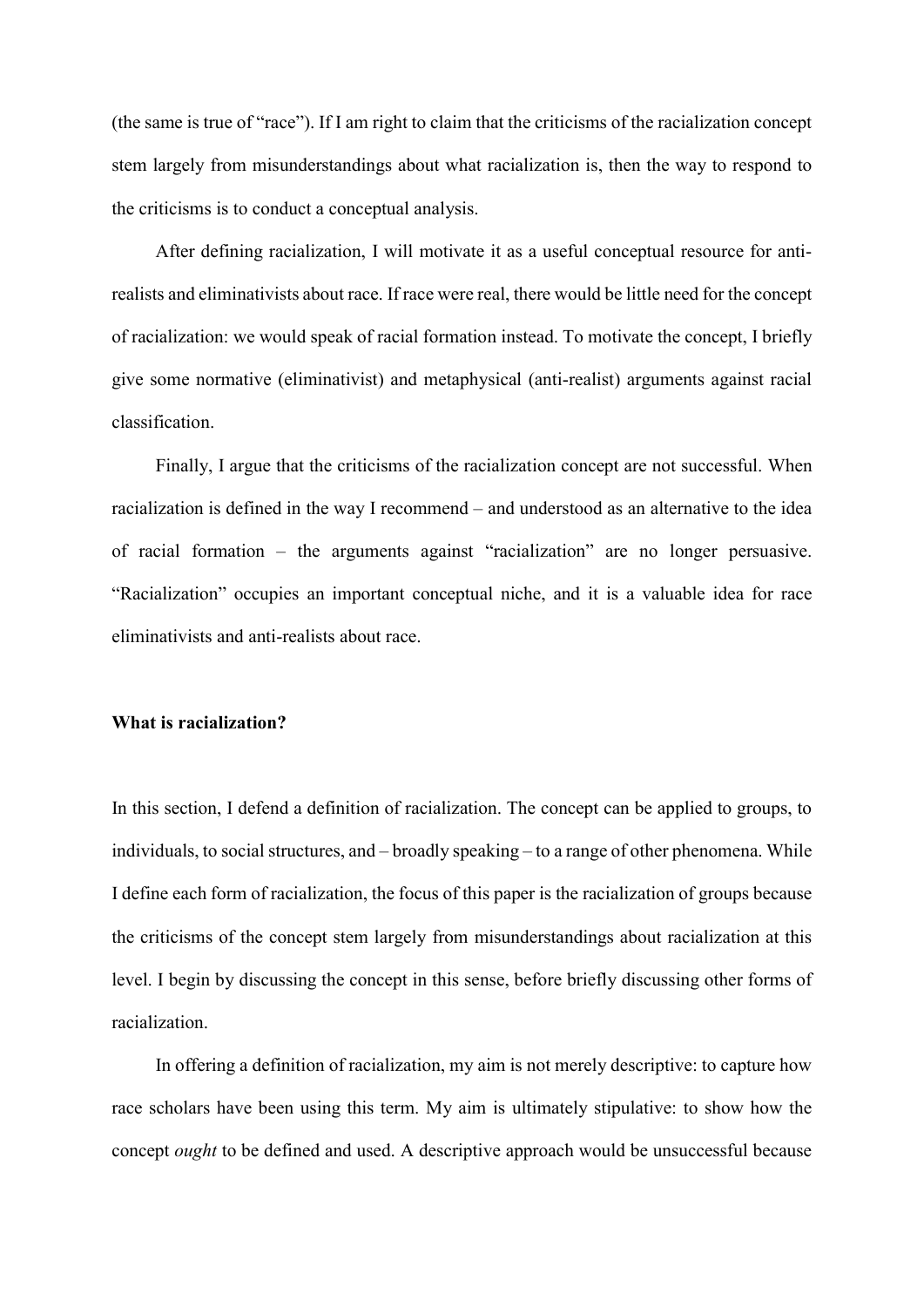(the same is true of "race"). If I am right to claim that the criticisms of the racialization concept stem largely from misunderstandings about what racialization is, then the way to respond to the criticisms is to conduct a conceptual analysis.

After defining racialization, I will motivate it as a useful conceptual resource for anti-realists and eliminativists about race. If race were real, there would be little need for the concept of racialization: we would speak of racial formation instead. To motivate the concept, I briefly give some normative (eliminativist) and metaphysical (anti-realist) arguments against racial classification.

Finally, I argue that the criticisms of the racialization concept are not successful. When racialization is defined in the way I recommend – and understood as an alternative to the idea of racial formation – the arguments against "racialization" are no longer persuasive. "Racialization" occupies an important conceptual niche, and it is a valuable idea for race eliminativists and anti-realists about race.

## What is racialization?

In this section, I defend a definition of racialization. The concept can be applied to groups, to individuals, to social structures, and – broadly speaking – to a range of other phenomena. While I define each form of racialization, the focus of this paper is the racialization of groups because the criticisms of the concept stem largely from misunderstandings about racialization at this level. I begin by discussing the concept in this sense, before briefly discussing other forms of racialization.

In offering a definition of racialization, my aim is not merely descriptive: to capture how race scholars have been using this term. My aim is ultimately stipulative: to show how the concept *ought* to be defined and used. A descriptive approach would be unsuccessful because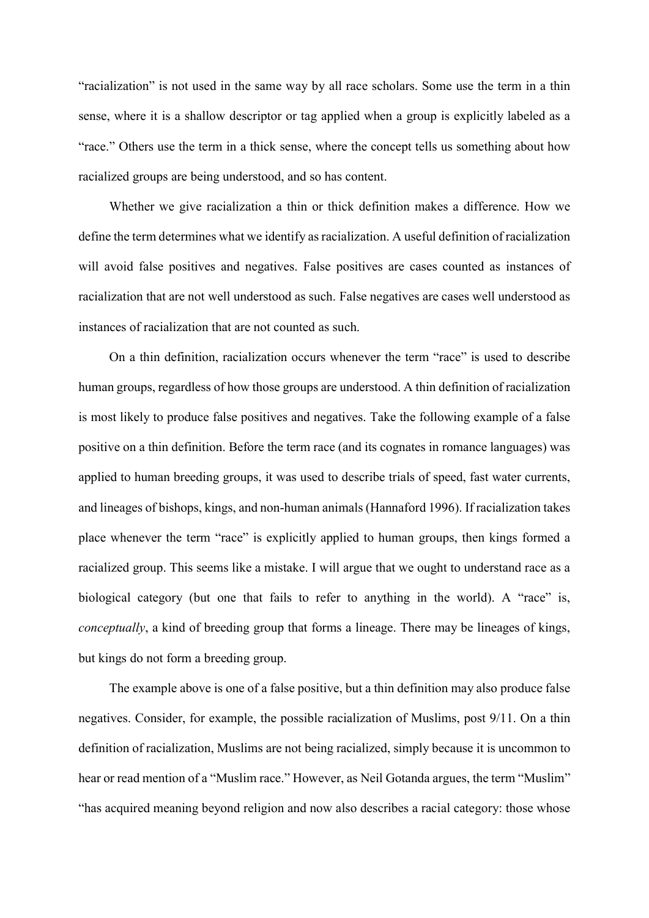"racialization" is not used in the same way by all race scholars. Some use the term in a thin sense, where it is a shallow descriptor or tag applied when a group is explicitly labeled as a "race." Others use the term in a thick sense, where the concept tells us something about how racialized groups are being understood, and so has content.

Whether we give racialization a thin or thick definition makes a difference. How we define the term determines what we identify as racialization. A useful definition of racialization will avoid false positives and negatives. False positives are cases counted as instances of racialization that are not well understood as such. False negatives are cases well understood as instances of racialization that are not counted as such.

On a thin definition, racialization occurs whenever the term "race" is used to describe human groups, regardless of how those groups are understood. A thin definition of racialization is most likely to produce false positives and negatives. Take the following example of a false positive on a thin definition. Before the term race (and its cognates in romance languages) was applied to human breeding groups, it was used to describe trials of speed, fast water currents, and lineages of bishops, kings, and non-human animals (Hannaford 1996). If racialization takes place whenever the term "race" is explicitly applied to human groups, then kings formed a racialized group. This seems like a mistake. I will argue that we ought to understand race as a biological category (but one that fails to refer to anything in the world). A "race" is, *conceptually*, a kind of breeding group that forms a lineage. There may be lineages of kings, but kings do not form a breeding group.

The example above is one of a false positive, but a thin definition may also produce false negatives. Consider, for example, the possible racialization of Muslims, post 9/11. On a thin definition of racialization, Muslims are not being racialized, simply because it is uncommon to hear or read mention of a "Muslim race." However, as Neil Gotanda argues, the term "Muslim" "has acquired meaning beyond religion and now also describes a racial category: those whose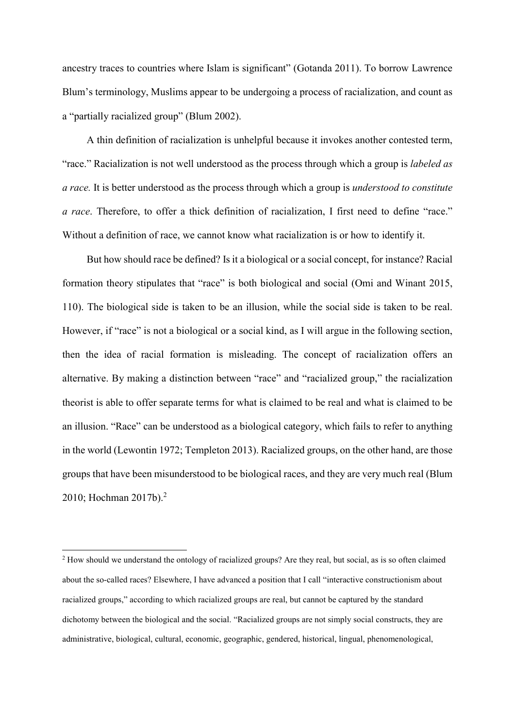ancestry traces to countries where Islam is significant" (Gotanda 2011). To borrow Lawrence Blum's terminology, Muslims appear to be undergoing a process of racialization, and count as a "partially racialized group" (Blum 2002).

A thin definition of racialization is unhelpful because it invokes another contested term, "race." Racialization is not well understood as the process through which a group is *labeled as a race.* It is better understood as the process through which a group is *understood to constitute a race*. Therefore, to offer a thick definition of racialization, I first need to define "race." Without a definition of race, we cannot know what racialization is or how to identify it.

But how should race be defined? Is it a biological or a social concept, for instance? Racial formation theory stipulates that "race" is both biological and social (Omi and Winant 2015, 110). The biological side is taken to be an illusion, while the social side is taken to be real. However, if "race" is not a biological or a social kind, as I will argue in the following section, then the idea of racial formation is misleading. The concept of racialization offers an alternative. By making a distinction between "race" and "racialized group," the racialization theorist is able to offer separate terms for what is claimed to be real and what is claimed to be an illusion. "Race" can be understood as a biological category, which fails to refer to anything in the world (Lewontin 1972; Templeton 2013). Racialized groups, on the other hand, are those groups that have been misunderstood to be biological races, and they are very much real (Blum 2010; Hochman 2017b).[2]

---

[2] How should we understand the ontology of racialized groups? Are they real, but social, as is so often claimed about the so-called races? Elsewhere, I have advanced a position that I call "interactive constructionism about racialized groups," according to which racialized groups are real, but cannot be captured by the standard dichotomy between the biological and the social. "Racialized groups are not simply social constructs, they are administrative, biological, cultural, economic, geographic, gendered, historical, lingual, phenomenological,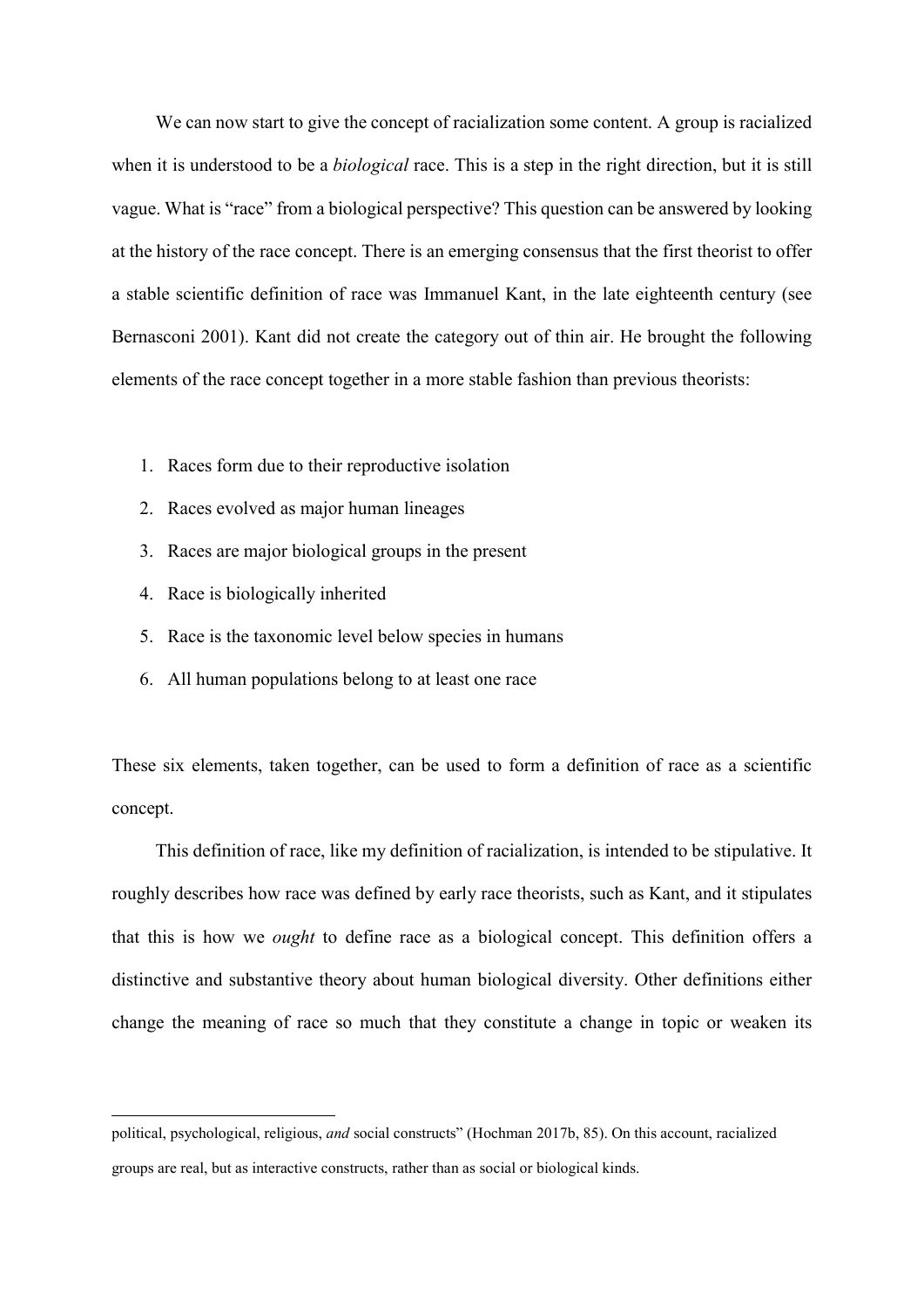We can now start to give the concept of racialization some content. A group is racialized when it is understood to be a *biological* race. This is a step in the right direction, but it is still vague. What is "race" from a biological perspective? This question can be answered by looking at the history of the race concept. There is an emerging consensus that the first theorist to offer a stable scientific definition of race was Immanuel Kant, in the late eighteenth century (see Bernasconi 2001). Kant did not create the category out of thin air. He brought the following elements of the race concept together in a more stable fashion than previous theorists:

1. Races form due to their reproductive isolation
2. Races evolved as major human lineages
3. Races are major biological groups in the present
4. Race is biologically inherited
5. Race is the taxonomic level below species in humans
6. All human populations belong to at least one race

These six elements, taken together, can be used to form a definition of race as a scientific concept.

This definition of race, like my definition of racialization, is intended to be stipulative. It roughly describes how race was defined by early race theorists, such as Kant, and it stipulates that this is how we *ought* to define race as a biological concept. This definition offers a distinctive and substantive theory about human biological diversity. Other definitions either change the meaning of race so much that they constitute a change in topic or weaken its

political, psychological, religious, *and* social constructs" (Hochman 2017b, 85). On this account, racialized groups are real, but as interactive constructs, rather than as social or biological kinds.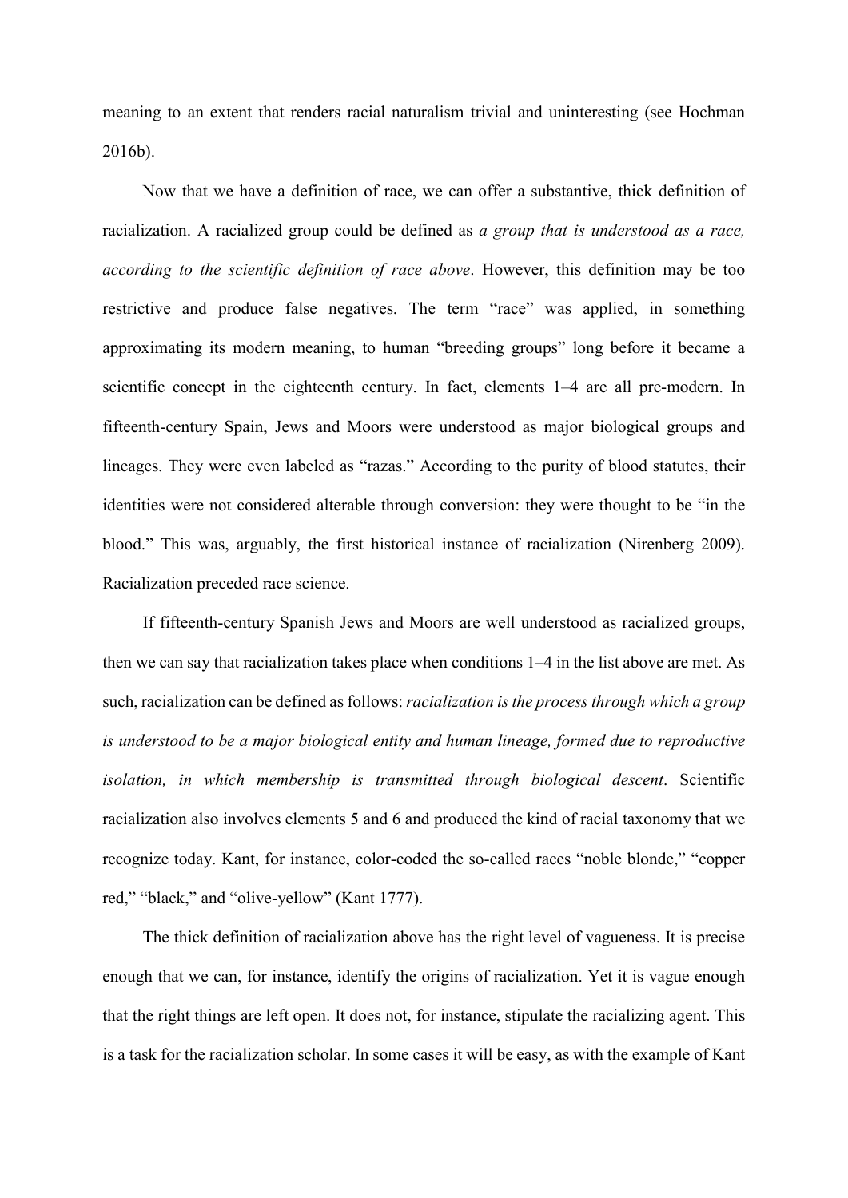meaning to an extent that renders racial naturalism trivial and uninteresting (see Hochman 2016b).

Now that we have a definition of race, we can offer a substantive, thick definition of racialization. A racialized group could be defined as *a group that is understood as a race, according to the scientific definition of race above*. However, this definition may be too restrictive and produce false negatives. The term "race" was applied, in something approximating its modern meaning, to human "breeding groups" long before it became a scientific concept in the eighteenth century. In fact, elements 1–4 are all pre-modern. In fifteenth-century Spain, Jews and Moors were understood as major biological groups and lineages. They were even labeled as "razas." According to the purity of blood statutes, their identities were not considered alterable through conversion: they were thought to be "in the blood." This was, arguably, the first historical instance of racialization (Nirenberg 2009). Racialization preceded race science.

If fifteenth-century Spanish Jews and Moors are well understood as racialized groups, then we can say that racialization takes place when conditions 1–4 in the list above are met. As such, racialization can be defined as follows: *racialization is the process through which a group is understood to be a major biological entity and human lineage, formed due to reproductive isolation, in which membership is transmitted through biological descent*. Scientific racialization also involves elements 5 and 6 and produced the kind of racial taxonomy that we recognize today. Kant, for instance, color-coded the so-called races "noble blonde," "copper red," "black," and "olive-yellow" (Kant 1777).

The thick definition of racialization above has the right level of vagueness. It is precise enough that we can, for instance, identify the origins of racialization. Yet it is vague enough that the right things are left open. It does not, for instance, stipulate the racializing agent. This is a task for the racialization scholar. In some cases it will be easy, as with the example of Kant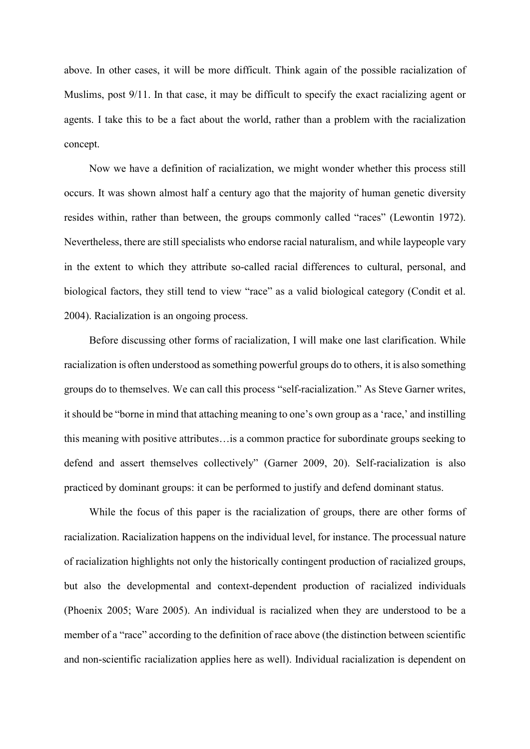above. In other cases, it will be more difficult. Think again of the possible racialization of Muslims, post 9/11. In that case, it may be difficult to specify the exact racializing agent or agents. I take this to be a fact about the world, rather than a problem with the racialization concept.

Now we have a definition of racialization, we might wonder whether this process still occurs. It was shown almost half a century ago that the majority of human genetic diversity resides within, rather than between, the groups commonly called "races" (Lewontin 1972). Nevertheless, there are still specialists who endorse racial naturalism, and while laypeople vary in the extent to which they attribute so-called racial differences to cultural, personal, and biological factors, they still tend to view "race" as a valid biological category (Condit et al. 2004). Racialization is an ongoing process.

Before discussing other forms of racialization, I will make one last clarification. While racialization is often understood as something powerful groups do to others, it is also something groups do to themselves. We can call this process "self-racialization." As Steve Garner writes, it should be "borne in mind that attaching meaning to one's own group as a 'race,' and instilling this meaning with positive attributes…is a common practice for subordinate groups seeking to defend and assert themselves collectively" (Garner 2009, 20). Self-racialization is also practiced by dominant groups: it can be performed to justify and defend dominant status.

While the focus of this paper is the racialization of groups, there are other forms of racialization. Racialization happens on the individual level, for instance. The processual nature of racialization highlights not only the historically contingent production of racialized groups, but also the developmental and context-dependent production of racialized individuals (Phoenix 2005; Ware 2005). An individual is racialized when they are understood to be a member of a "race" according to the definition of race above (the distinction between scientific and non-scientific racialization applies here as well). Individual racialization is dependent on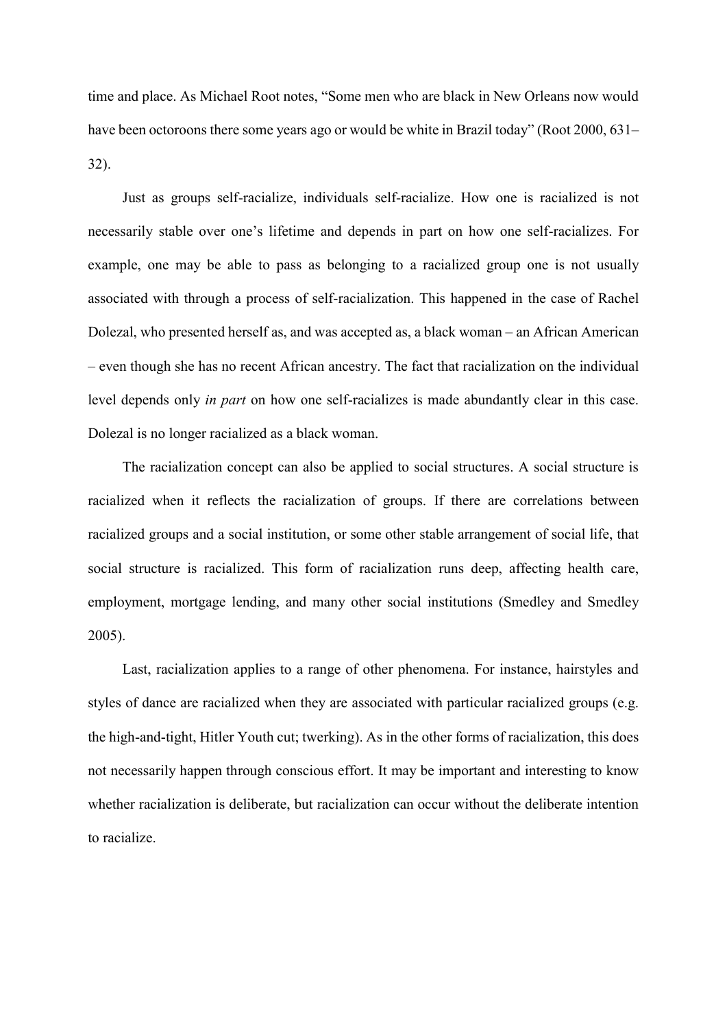time and place. As Michael Root notes, "Some men who are black in New Orleans now would have been octoroons there some years ago or would be white in Brazil today" (Root 2000, 631–32).

Just as groups self-racialize, individuals self-racialize. How one is racialized is not necessarily stable over one's lifetime and depends in part on how one self-racializes. For example, one may be able to pass as belonging to a racialized group one is not usually associated with through a process of self-racialization. This happened in the case of Rachel Dolezal, who presented herself as, and was accepted as, a black woman – an African American – even though she has no recent African ancestry. The fact that racialization on the individual level depends only *in part* on how one self-racializes is made abundantly clear in this case. Dolezal is no longer racialized as a black woman.

The racialization concept can also be applied to social structures. A social structure is racialized when it reflects the racialization of groups. If there are correlations between racialized groups and a social institution, or some other stable arrangement of social life, that social structure is racialized. This form of racialization runs deep, affecting health care, employment, mortgage lending, and many other social institutions (Smedley and Smedley 2005).

Last, racialization applies to a range of other phenomena. For instance, hairstyles and styles of dance are racialized when they are associated with particular racialized groups (e.g. the high-and-tight, Hitler Youth cut; twerking). As in the other forms of racialization, this does not necessarily happen through conscious effort. It may be important and interesting to know whether racialization is deliberate, but racialization can occur without the deliberate intention to racialize.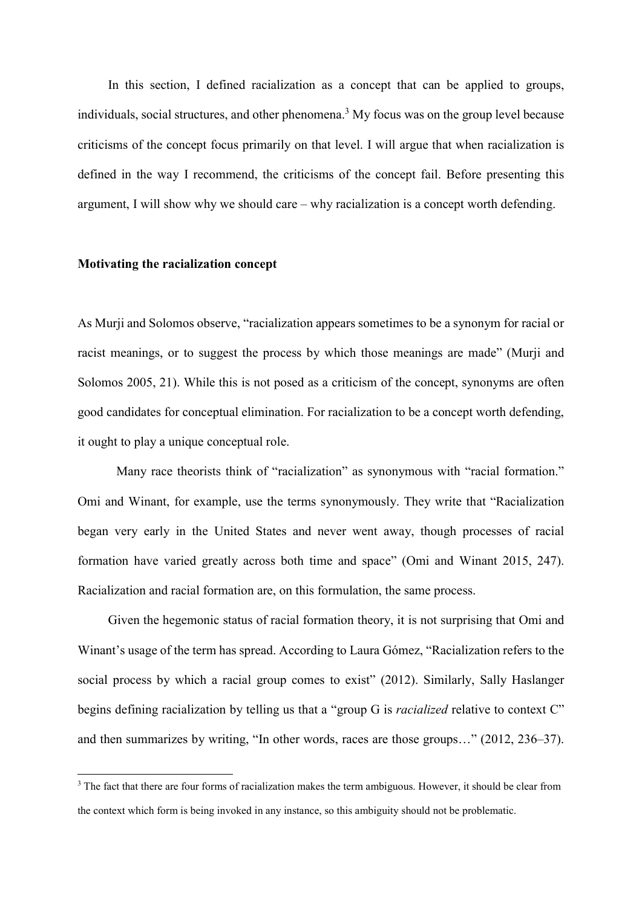In this section, I defined racialization as a concept that can be applied to groups, individuals, social structures, and other phenomena.[3] My focus was on the group level because criticisms of the concept focus primarily on that level. I will argue that when racialization is defined in the way I recommend, the criticisms of the concept fail. Before presenting this argument, I will show why we should care – why racialization is a concept worth defending.

**Motivating the racialization concept**

As Murji and Solomos observe, "racialization appears sometimes to be a synonym for racial or racist meanings, or to suggest the process by which those meanings are made" (Murji and Solomos 2005, 21). While this is not posed as a criticism of the concept, synonyms are often good candidates for conceptual elimination. For racialization to be a concept worth defending, it ought to play a unique conceptual role.

Many race theorists think of "racialization" as synonymous with "racial formation." Omi and Winant, for example, use the terms synonymously. They write that "Racialization began very early in the United States and never went away, though processes of racial formation have varied greatly across both time and space" (Omi and Winant 2015, 247). Racialization and racial formation are, on this formulation, the same process.

Given the hegemonic status of racial formation theory, it is not surprising that Omi and Winant's usage of the term has spread. According to Laura Gómez, "Racialization refers to the social process by which a racial group comes to exist" (2012). Similarly, Sally Haslanger begins defining racialization by telling us that a "group G is *racialized* relative to context C" and then summarizes by writing, "In other words, races are those groups…" (2012, 236–37).

[3] The fact that there are four forms of racialization makes the term ambiguous. However, it should be clear from the context which form is being invoked in any instance, so this ambiguity should not be problematic.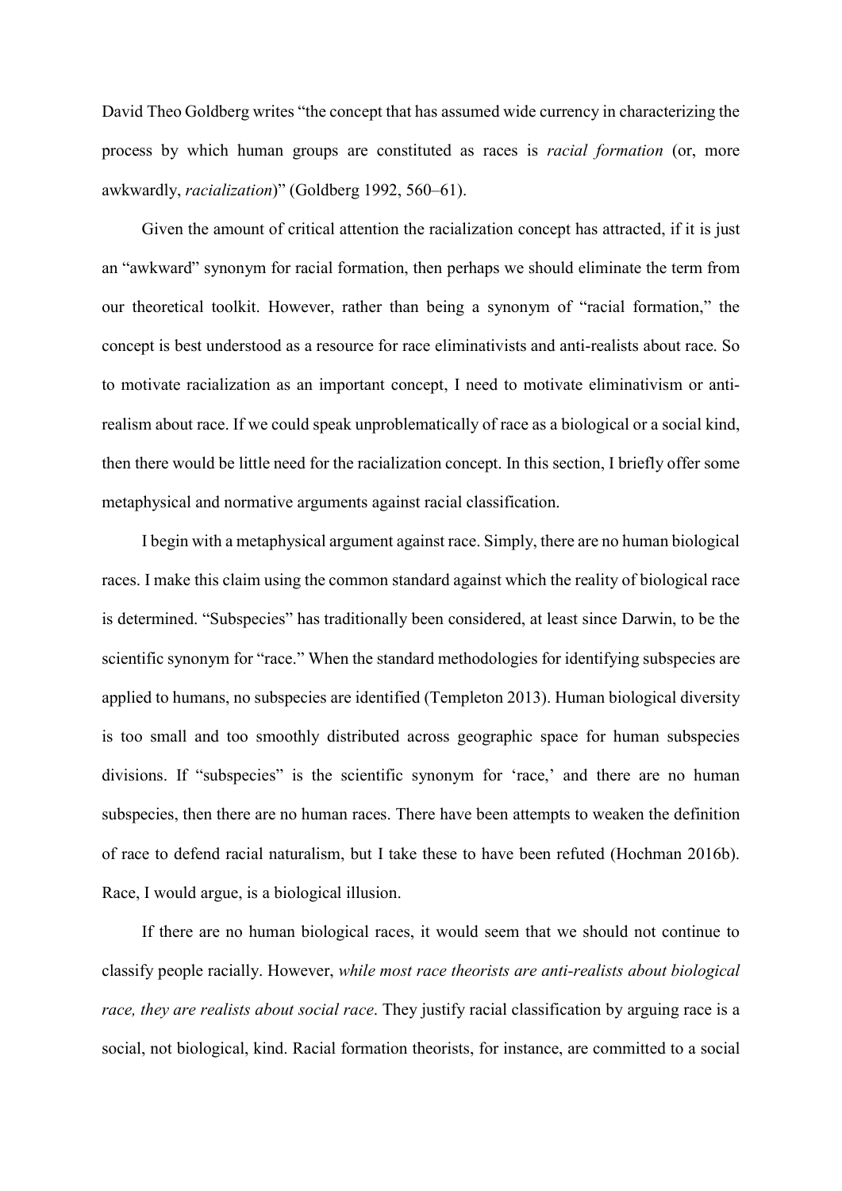David Theo Goldberg writes "the concept that has assumed wide currency in characterizing the process by which human groups are constituted as races is *racial formation* (or, more awkwardly, *racialization*)" (Goldberg 1992, 560–61).

Given the amount of critical attention the racialization concept has attracted, if it is just an "awkward" synonym for racial formation, then perhaps we should eliminate the term from our theoretical toolkit. However, rather than being a synonym of "racial formation," the concept is best understood as a resource for race eliminativists and anti-realists about race. So to motivate racialization as an important concept, I need to motivate eliminativism or anti-realism about race. If we could speak unproblematically of race as a biological or a social kind, then there would be little need for the racialization concept. In this section, I briefly offer some metaphysical and normative arguments against racial classification.

I begin with a metaphysical argument against race. Simply, there are no human biological races. I make this claim using the common standard against which the reality of biological race is determined. "Subspecies" has traditionally been considered, at least since Darwin, to be the scientific synonym for "race." When the standard methodologies for identifying subspecies are applied to humans, no subspecies are identified (Templeton 2013). Human biological diversity is too small and too smoothly distributed across geographic space for human subspecies divisions. If "subspecies" is the scientific synonym for 'race,' and there are no human subspecies, then there are no human races. There have been attempts to weaken the definition of race to defend racial naturalism, but I take these to have been refuted (Hochman 2016b). Race, I would argue, is a biological illusion.

If there are no human biological races, it would seem that we should not continue to classify people racially. However, *while most race theorists are anti-realists about biological race, they are realists about social race*. They justify racial classification by arguing race is a social, not biological, kind. Racial formation theorists, for instance, are committed to a social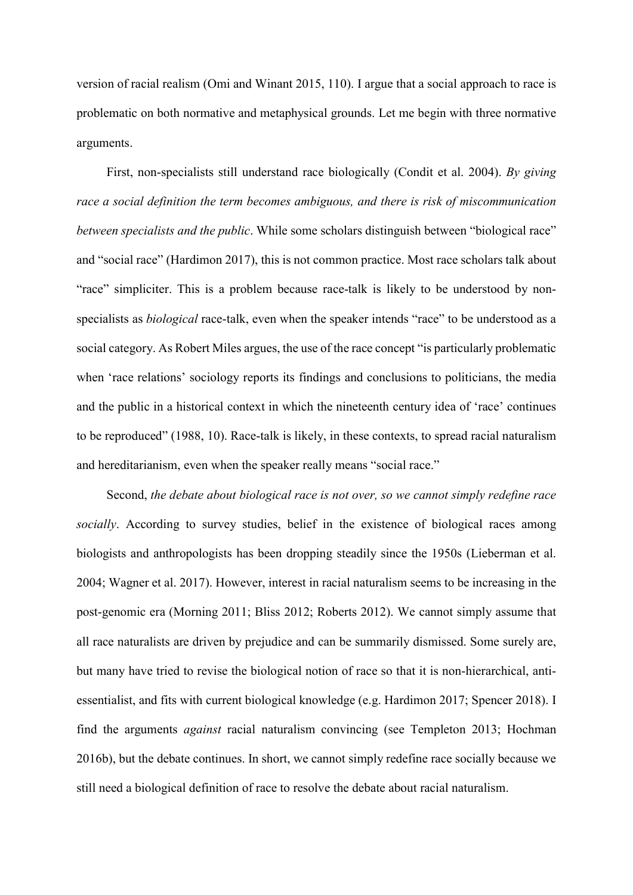version of racial realism (Omi and Winant 2015, 110). I argue that a social approach to race is problematic on both normative and metaphysical grounds. Let me begin with three normative arguments.

First, non-specialists still understand race biologically (Condit et al. 2004). *By giving race a social definition the term becomes ambiguous, and there is risk of miscommunication between specialists and the public*. While some scholars distinguish between "biological race" and "social race" (Hardimon 2017), this is not common practice. Most race scholars talk about "race" simpliciter. This is a problem because race-talk is likely to be understood by non-specialists as *biological* race-talk, even when the speaker intends "race" to be understood as a social category. As Robert Miles argues, the use of the race concept "is particularly problematic when 'race relations' sociology reports its findings and conclusions to politicians, the media and the public in a historical context in which the nineteenth century idea of 'race' continues to be reproduced" (1988, 10). Race-talk is likely, in these contexts, to spread racial naturalism and hereditarianism, even when the speaker really means "social race."

Second, *the debate about biological race is not over, so we cannot simply redefine race socially*. According to survey studies, belief in the existence of biological races among biologists and anthropologists has been dropping steadily since the 1950s (Lieberman et al. 2004; Wagner et al. 2017). However, interest in racial naturalism seems to be increasing in the post-genomic era (Morning 2011; Bliss 2012; Roberts 2012). We cannot simply assume that all race naturalists are driven by prejudice and can be summarily dismissed. Some surely are, but many have tried to revise the biological notion of race so that it is non-hierarchical, anti-essentialist, and fits with current biological knowledge (e.g. Hardimon 2017; Spencer 2018). I find the arguments *against* racial naturalism convincing (see Templeton 2013; Hochman 2016b), but the debate continues. In short, we cannot simply redefine race socially because we still need a biological definition of race to resolve the debate about racial naturalism.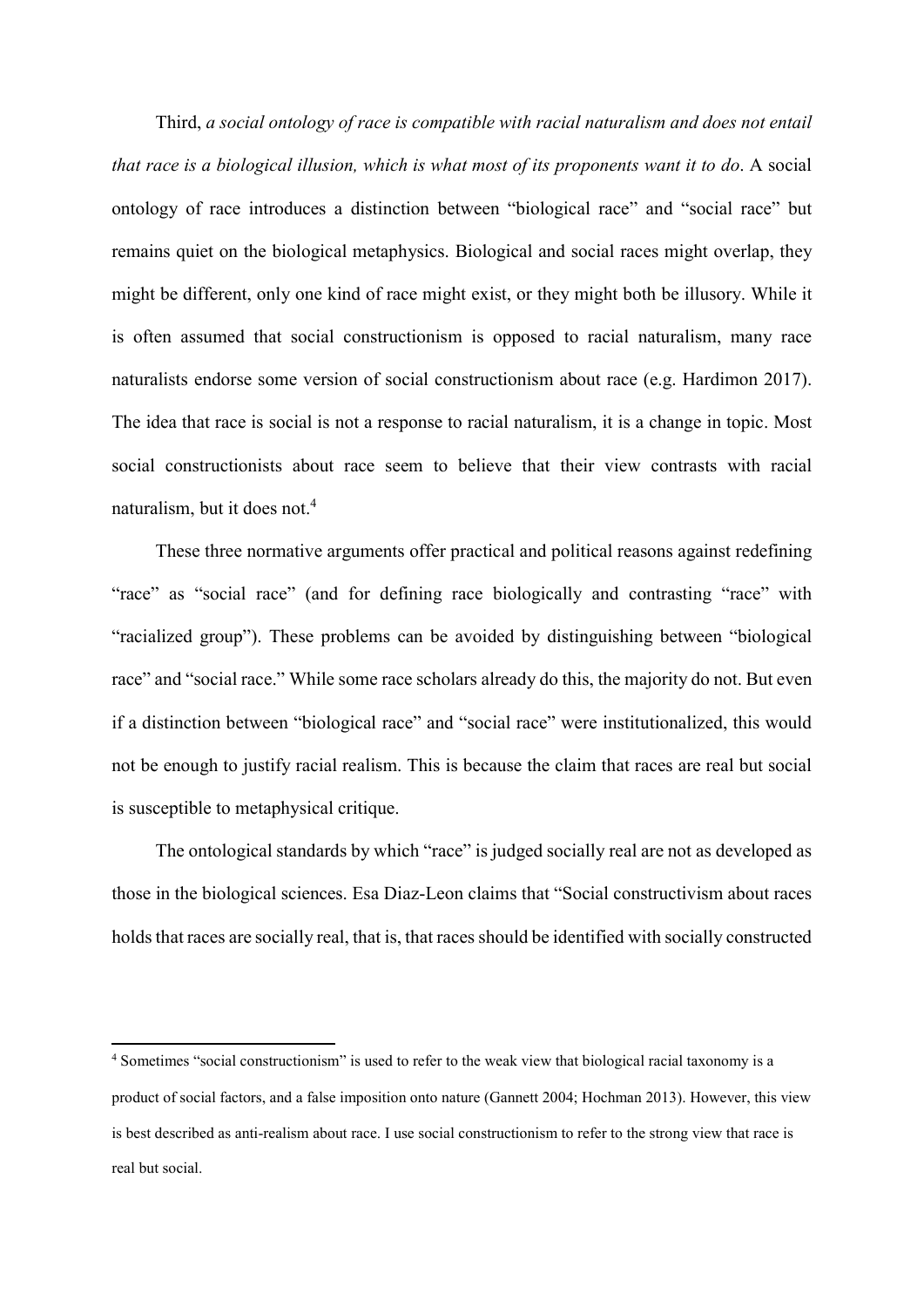Third, *a social ontology of race is compatible with racial naturalism and does not entail that race is a biological illusion, which is what most of its proponents want it to do*. A social ontology of race introduces a distinction between "biological race" and "social race" but remains quiet on the biological metaphysics. Biological and social races might overlap, they might be different, only one kind of race might exist, or they might both be illusory. While it is often assumed that social constructionism is opposed to racial naturalism, many race naturalists endorse some version of social constructionism about race (e.g. Hardimon 2017). The idea that race is social is not a response to racial naturalism, it is a change in topic. Most social constructionists about race seem to believe that their view contrasts with racial naturalism, but it does not.[4]

These three normative arguments offer practical and political reasons against redefining "race" as "social race" (and for defining race biologically and contrasting "race" with "racialized group"). These problems can be avoided by distinguishing between "biological race" and "social race." While some race scholars already do this, the majority do not. But even if a distinction between "biological race" and "social race" were institutionalized, this would not be enough to justify racial realism. This is because the claim that races are real but social is susceptible to metaphysical critique.

The ontological standards by which "race" is judged socially real are not as developed as those in the biological sciences. Esa Diaz-Leon claims that "Social constructivism about races holds that races are socially real, that is, that races should be identified with socially constructed

---

[4] Sometimes "social constructionism" is used to refer to the weak view that biological racial taxonomy is a product of social factors, and a false imposition onto nature (Gannett 2004; Hochman 2013). However, this view is best described as anti-realism about race. I use social constructionism to refer to the strong view that race is real but social.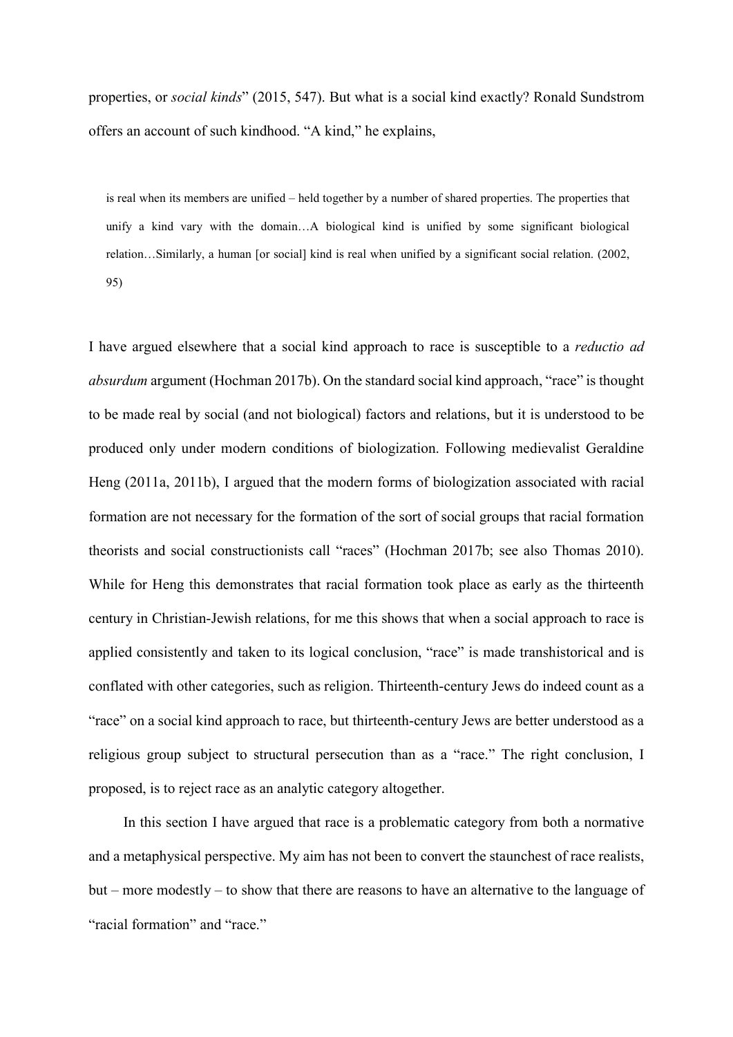properties, or *social kinds*" (2015, 547). But what is a social kind exactly? Ronald Sundstrom offers an account of such kindhood. "A kind," he explains,

> is real when its members are unified – held together by a number of shared properties. The properties that unify a kind vary with the domain…A biological kind is unified by some significant biological relation…Similarly, a human [or social] kind is real when unified by a significant social relation. (2002, 95)

I have argued elsewhere that a social kind approach to race is susceptible to a *reductio ad absurdum* argument (Hochman 2017b). On the standard social kind approach, "race" is thought to be made real by social (and not biological) factors and relations, but it is understood to be produced only under modern conditions of biologization. Following medievalist Geraldine Heng (2011a, 2011b), I argued that the modern forms of biologization associated with racial formation are not necessary for the formation of the sort of social groups that racial formation theorists and social constructionists call "races" (Hochman 2017b; see also Thomas 2010). While for Heng this demonstrates that racial formation took place as early as the thirteenth century in Christian-Jewish relations, for me this shows that when a social approach to race is applied consistently and taken to its logical conclusion, "race" is made transhistorical and is conflated with other categories, such as religion. Thirteenth-century Jews do indeed count as a "race" on a social kind approach to race, but thirteenth-century Jews are better understood as a religious group subject to structural persecution than as a "race." The right conclusion, I proposed, is to reject race as an analytic category altogether.

In this section I have argued that race is a problematic category from both a normative and a metaphysical perspective. My aim has not been to convert the staunchest of race realists, but – more modestly – to show that there are reasons to have an alternative to the language of "racial formation" and "race."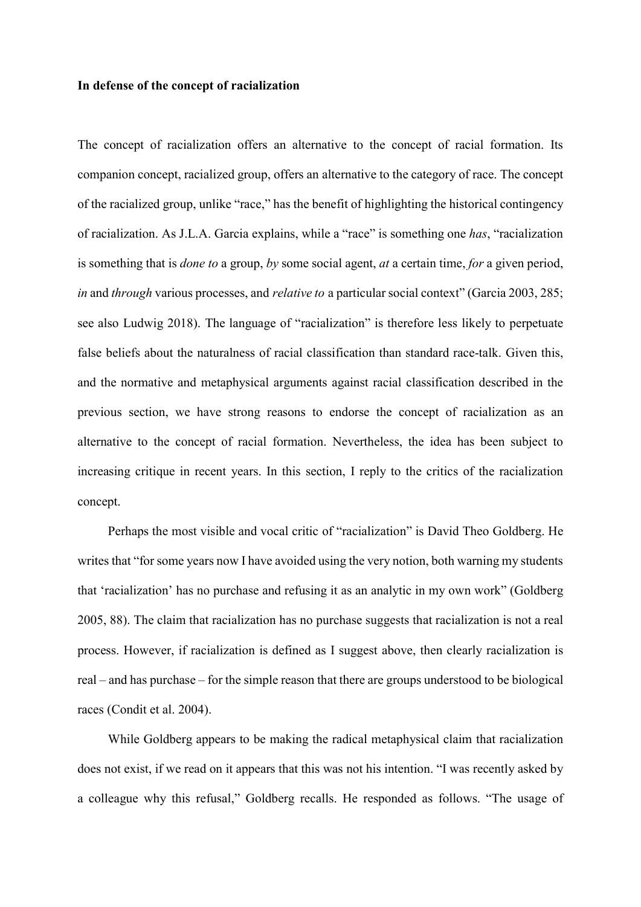**In defense of the concept of racialization**

The concept of racialization offers an alternative to the concept of racial formation. Its companion concept, racialized group, offers an alternative to the category of race. The concept of the racialized group, unlike "race," has the benefit of highlighting the historical contingency of racialization. As J.L.A. Garcia explains, while a "race" is something one *has*, "racialization is something that is *done to* a group, *by* some social agent, *at* a certain time, *for* a given period, *in* and *through* various processes, and *relative to* a particular social context" (Garcia 2003, 285; see also Ludwig 2018). The language of "racialization" is therefore less likely to perpetuate false beliefs about the naturalness of racial classification than standard race-talk. Given this, and the normative and metaphysical arguments against racial classification described in the previous section, we have strong reasons to endorse the concept of racialization as an alternative to the concept of racial formation. Nevertheless, the idea has been subject to increasing critique in recent years. In this section, I reply to the critics of the racialization concept.

Perhaps the most visible and vocal critic of "racialization" is David Theo Goldberg. He writes that "for some years now I have avoided using the very notion, both warning my students that 'racialization' has no purchase and refusing it as an analytic in my own work" (Goldberg 2005, 88). The claim that racialization has no purchase suggests that racialization is not a real process. However, if racialization is defined as I suggest above, then clearly racialization is real – and has purchase – for the simple reason that there are groups understood to be biological races (Condit et al. 2004).

While Goldberg appears to be making the radical metaphysical claim that racialization does not exist, if we read on it appears that this was not his intention. "I was recently asked by a colleague why this refusal," Goldberg recalls. He responded as follows. "The usage of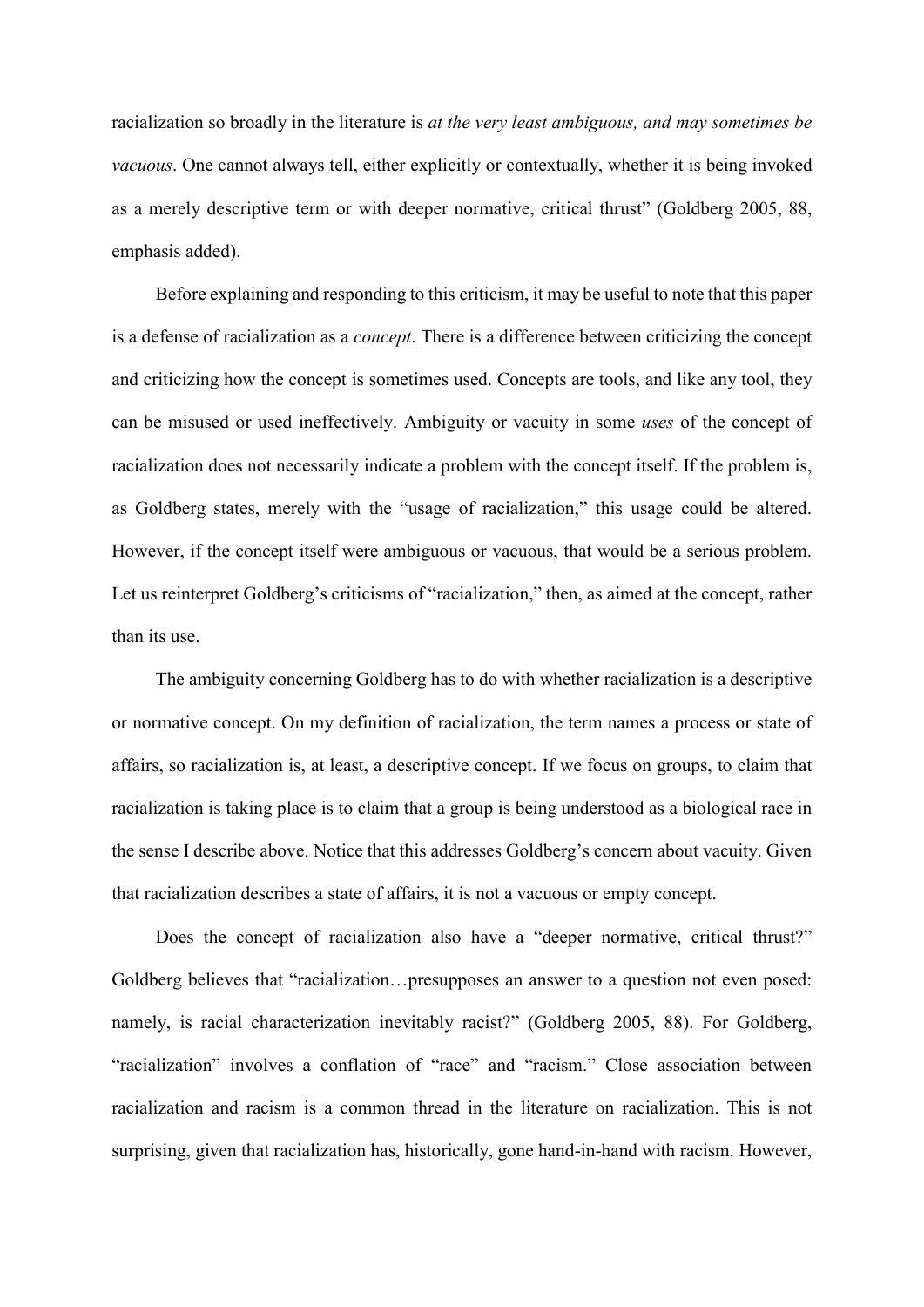racialization so broadly in the literature is *at the very least ambiguous, and may sometimes be vacuous*. One cannot always tell, either explicitly or contextually, whether it is being invoked as a merely descriptive term or with deeper normative, critical thrust" (Goldberg 2005, 88, emphasis added).

Before explaining and responding to this criticism, it may be useful to note that this paper is a defense of racialization as a *concept*. There is a difference between criticizing the concept and criticizing how the concept is sometimes used. Concepts are tools, and like any tool, they can be misused or used ineffectively. Ambiguity or vacuity in some *uses* of the concept of racialization does not necessarily indicate a problem with the concept itself. If the problem is, as Goldberg states, merely with the "usage of racialization," this usage could be altered. However, if the concept itself were ambiguous or vacuous, that would be a serious problem. Let us reinterpret Goldberg's criticisms of "racialization," then, as aimed at the concept, rather than its use.

The ambiguity concerning Goldberg has to do with whether racialization is a descriptive or normative concept. On my definition of racialization, the term names a process or state of affairs, so racialization is, at least, a descriptive concept. If we focus on groups, to claim that racialization is taking place is to claim that a group is being understood as a biological race in the sense I describe above. Notice that this addresses Goldberg's concern about vacuity. Given that racialization describes a state of affairs, it is not a vacuous or empty concept.

Does the concept of racialization also have a "deeper normative, critical thrust?" Goldberg believes that "racialization…presupposes an answer to a question not even posed: namely, is racial characterization inevitably racist?" (Goldberg 2005, 88). For Goldberg, "racialization" involves a conflation of "race" and "racism." Close association between racialization and racism is a common thread in the literature on racialization. This is not surprising, given that racialization has, historically, gone hand-in-hand with racism. However,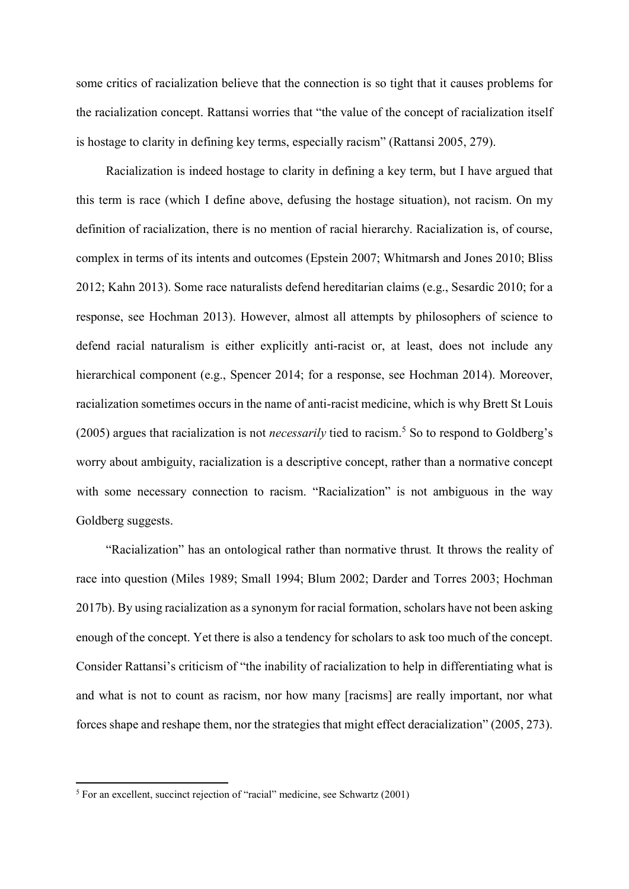some critics of racialization believe that the connection is so tight that it causes problems for the racialization concept. Rattansi worries that "the value of the concept of racialization itself is hostage to clarity in defining key terms, especially racism" (Rattansi 2005, 279).

Racialization is indeed hostage to clarity in defining a key term, but I have argued that this term is race (which I define above, defusing the hostage situation), not racism. On my definition of racialization, there is no mention of racial hierarchy. Racialization is, of course, complex in terms of its intents and outcomes (Epstein 2007; Whitmarsh and Jones 2010; Bliss 2012; Kahn 2013). Some race naturalists defend hereditarian claims (e.g., Sesardic 2010; for a response, see Hochman 2013). However, almost all attempts by philosophers of science to defend racial naturalism is either explicitly anti-racist or, at least, does not include any hierarchical component (e.g., Spencer 2014; for a response, see Hochman 2014). Moreover, racialization sometimes occurs in the name of anti-racist medicine, which is why Brett St Louis (2005) argues that racialization is not *necessarily* tied to racism.[5] So to respond to Goldberg's worry about ambiguity, racialization is a descriptive concept, rather than a normative concept with some necessary connection to racism. "Racialization" is not ambiguous in the way Goldberg suggests.

"Racialization" has an ontological rather than normative thrust. It throws the reality of race into question (Miles 1989; Small 1994; Blum 2002; Darder and Torres 2003; Hochman 2017b). By using racialization as a synonym for racial formation, scholars have not been asking enough of the concept. Yet there is also a tendency for scholars to ask too much of the concept. Consider Rattansi's criticism of "the inability of racialization to help in differentiating what is and what is not to count as racism, nor how many [racisms] are really important, nor what forces shape and reshape them, nor the strategies that might effect deracialization" (2005, 273).

[5] For an excellent, succinct rejection of "racial" medicine, see Schwartz (2001)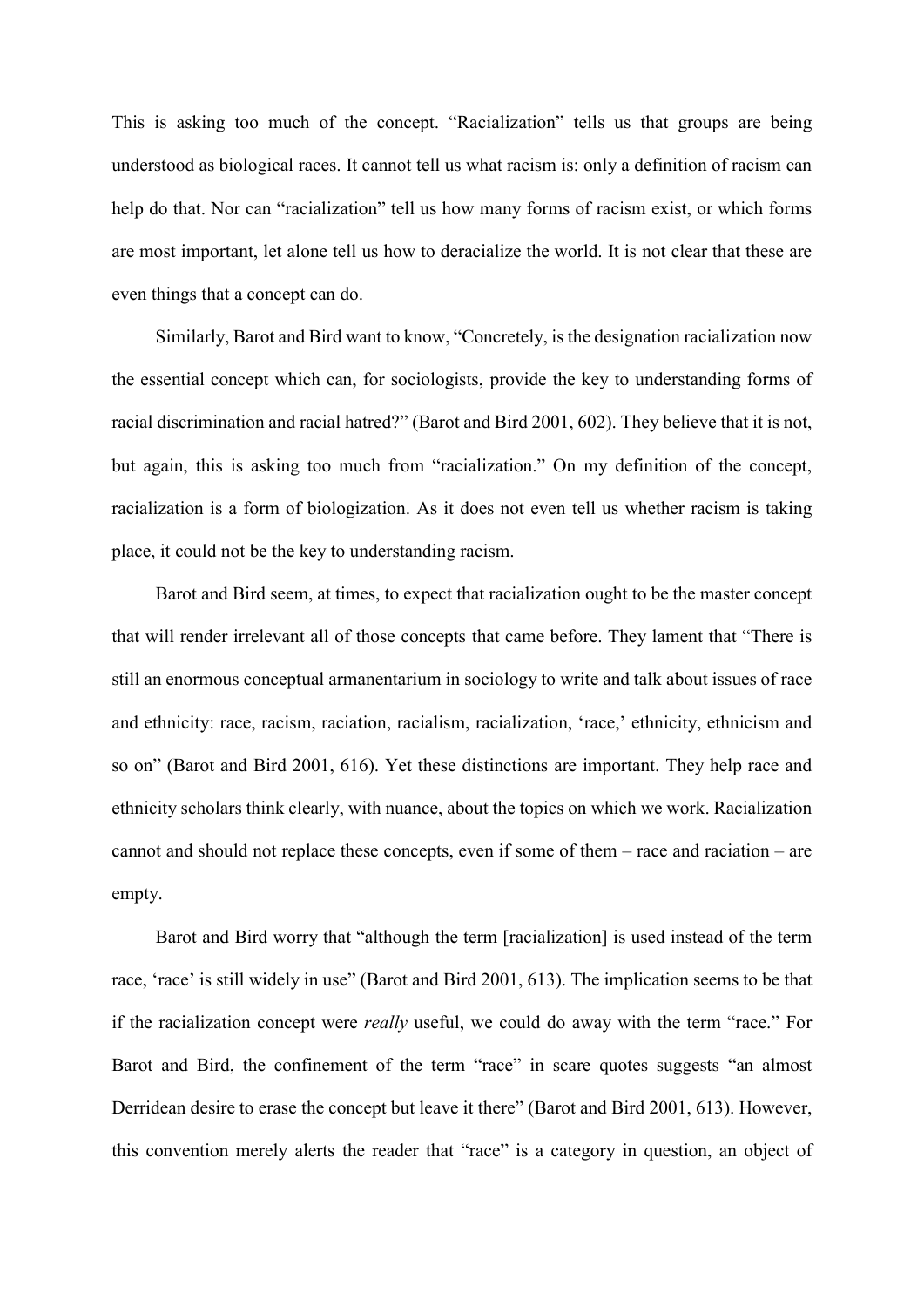This is asking too much of the concept. "Racialization" tells us that groups are being understood as biological races. It cannot tell us what racism is: only a definition of racism can help do that. Nor can "racialization" tell us how many forms of racism exist, or which forms are most important, let alone tell us how to deracialize the world. It is not clear that these are even things that a concept can do.

Similarly, Barot and Bird want to know, "Concretely, is the designation racialization now the essential concept which can, for sociologists, provide the key to understanding forms of racial discrimination and racial hatred?" (Barot and Bird 2001, 602). They believe that it is not, but again, this is asking too much from "racialization." On my definition of the concept, racialization is a form of biologization. As it does not even tell us whether racism is taking place, it could not be the key to understanding racism.

Barot and Bird seem, at times, to expect that racialization ought to be the master concept that will render irrelevant all of those concepts that came before. They lament that "There is still an enormous conceptual armanentarium in sociology to write and talk about issues of race and ethnicity: race, racism, raciation, racialism, racialization, 'race,' ethnicity, ethnicism and so on" (Barot and Bird 2001, 616). Yet these distinctions are important. They help race and ethnicity scholars think clearly, with nuance, about the topics on which we work. Racialization cannot and should not replace these concepts, even if some of them – race and raciation – are empty.

Barot and Bird worry that "although the term [racialization] is used instead of the term race, 'race' is still widely in use" (Barot and Bird 2001, 613). The implication seems to be that if the racialization concept were *really* useful, we could do away with the term "race." For Barot and Bird, the confinement of the term "race" in scare quotes suggests "an almost Derridean desire to erase the concept but leave it there" (Barot and Bird 2001, 613). However, this convention merely alerts the reader that "race" is a category in question, an object of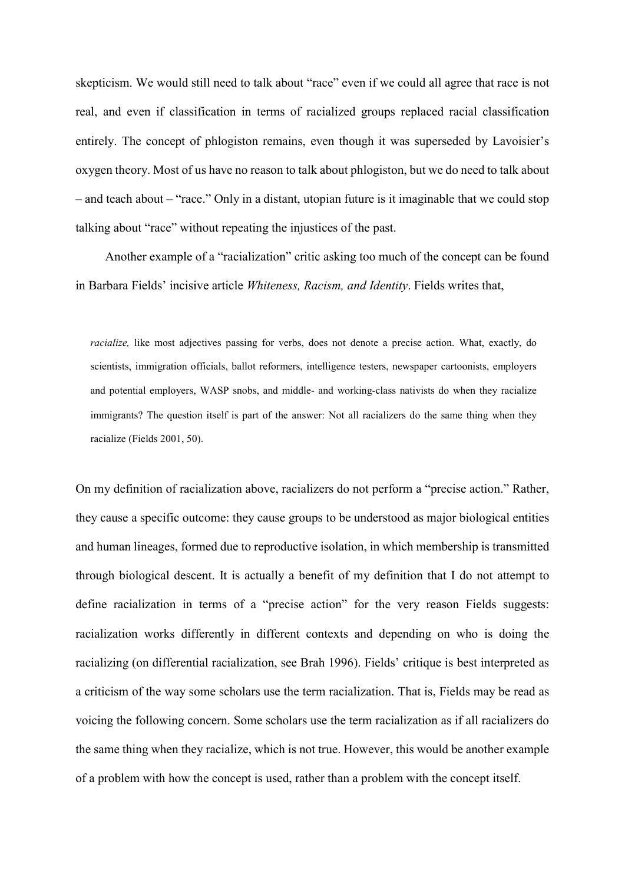skepticism. We would still need to talk about "race" even if we could all agree that race is not real, and even if classification in terms of racialized groups replaced racial classification entirely. The concept of phlogiston remains, even though it was superseded by Lavoisier's oxygen theory. Most of us have no reason to talk about phlogiston, but we do need to talk about – and teach about – "race." Only in a distant, utopian future is it imaginable that we could stop talking about "race" without repeating the injustices of the past.

Another example of a "racialization" critic asking too much of the concept can be found in Barbara Fields' incisive article *Whiteness, Racism, and Identity*. Fields writes that,

> *racialize,* like most adjectives passing for verbs, does not denote a precise action. What, exactly, do scientists, immigration officials, ballot reformers, intelligence testers, newspaper cartoonists, employers and potential employers, WASP snobs, and middle- and working-class nativists do when they racialize immigrants? The question itself is part of the answer: Not all racializers do the same thing when they racialize (Fields 2001, 50).

On my definition of racialization above, racializers do not perform a "precise action." Rather, they cause a specific outcome: they cause groups to be understood as major biological entities and human lineages, formed due to reproductive isolation, in which membership is transmitted through biological descent. It is actually a benefit of my definition that I do not attempt to define racialization in terms of a "precise action" for the very reason Fields suggests: racialization works differently in different contexts and depending on who is doing the racializing (on differential racialization, see Brah 1996). Fields' critique is best interpreted as a criticism of the way some scholars use the term racialization. That is, Fields may be read as voicing the following concern. Some scholars use the term racialization as if all racializers do the same thing when they racialize, which is not true. However, this would be another example of a problem with how the concept is used, rather than a problem with the concept itself.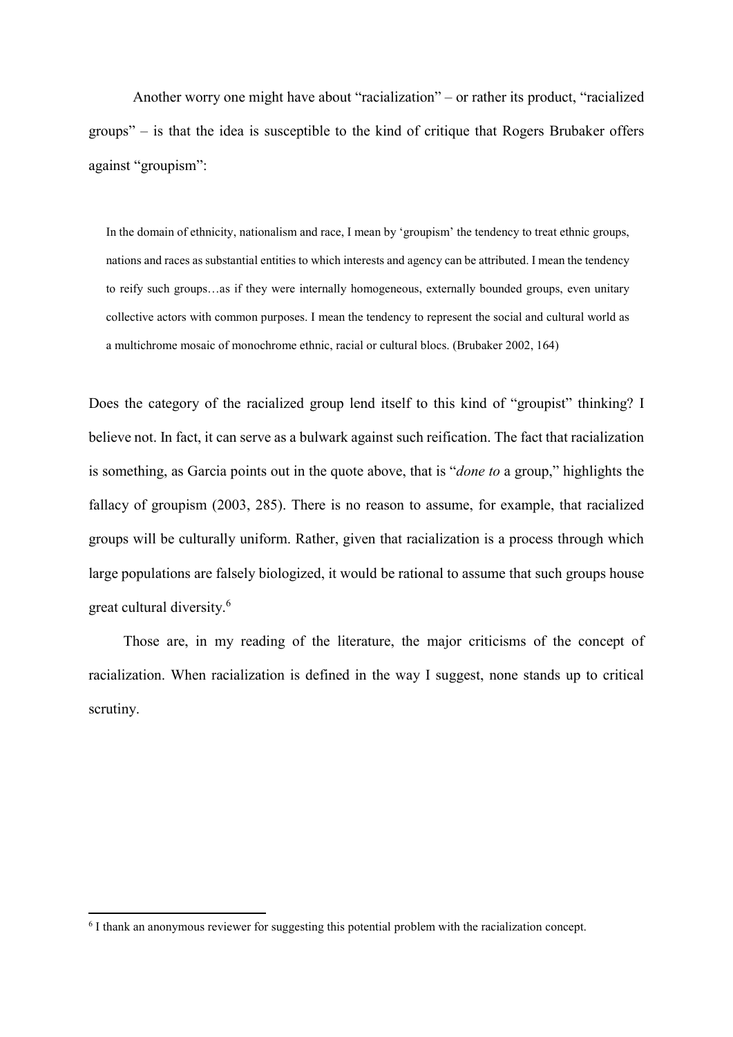Another worry one might have about "racialization" – or rather its product, "racialized groups" – is that the idea is susceptible to the kind of critique that Rogers Brubaker offers against "groupism":

> In the domain of ethnicity, nationalism and race, I mean by 'groupism' the tendency to treat ethnic groups, nations and races as substantial entities to which interests and agency can be attributed. I mean the tendency to reify such groups…as if they were internally homogeneous, externally bounded groups, even unitary collective actors with common purposes. I mean the tendency to represent the social and cultural world as a multichrome mosaic of monochrome ethnic, racial or cultural blocs. (Brubaker 2002, 164)

Does the category of the racialized group lend itself to this kind of "groupist" thinking? I believe not. In fact, it can serve as a bulwark against such reification. The fact that racialization is something, as Garcia points out in the quote above, that is "*done to* a group," highlights the fallacy of groupism (2003, 285). There is no reason to assume, for example, that racialized groups will be culturally uniform. Rather, given that racialization is a process through which large populations are falsely biologized, it would be rational to assume that such groups house great cultural diversity.[6]

Those are, in my reading of the literature, the major criticisms of the concept of racialization. When racialization is defined in the way I suggest, none stands up to critical scrutiny.

---

[6] I thank an anonymous reviewer for suggesting this potential problem with the racialization concept.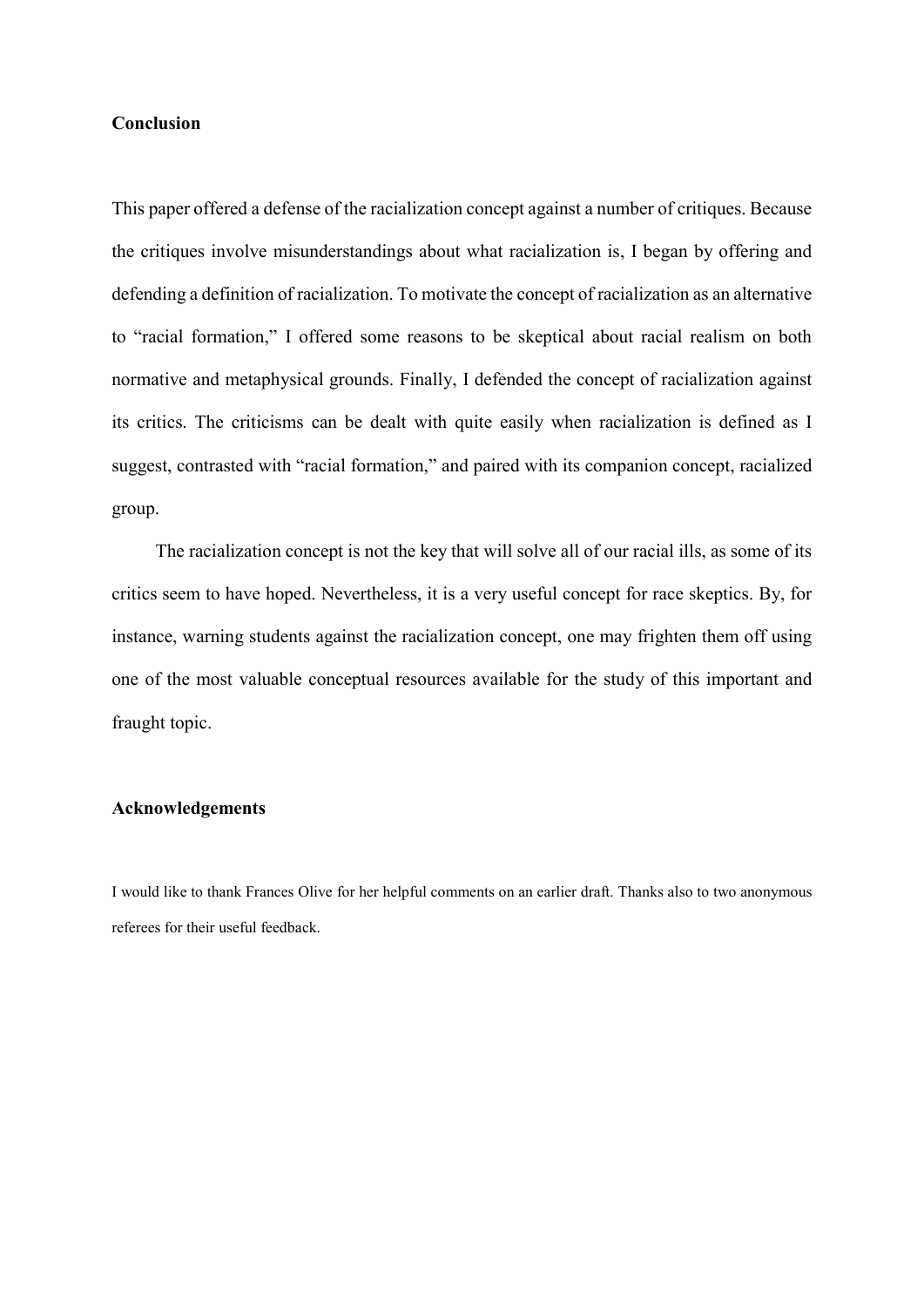## Conclusion

This paper offered a defense of the racialization concept against a number of critiques. Because the critiques involve misunderstandings about what racialization is, I began by offering and defending a definition of racialization. To motivate the concept of racialization as an alternative to "racial formation," I offered some reasons to be skeptical about racial realism on both normative and metaphysical grounds. Finally, I defended the concept of racialization against its critics. The criticisms can be dealt with quite easily when racialization is defined as I suggest, contrasted with "racial formation," and paired with its companion concept, racialized group.

The racialization concept is not the key that will solve all of our racial ills, as some of its critics seem to have hoped. Nevertheless, it is a very useful concept for race skeptics. By, for instance, warning students against the racialization concept, one may frighten them off using one of the most valuable conceptual resources available for the study of this important and fraught topic.

## Acknowledgements

I would like to thank Frances Olive for her helpful comments on an earlier draft. Thanks also to two anonymous referees for their useful feedback.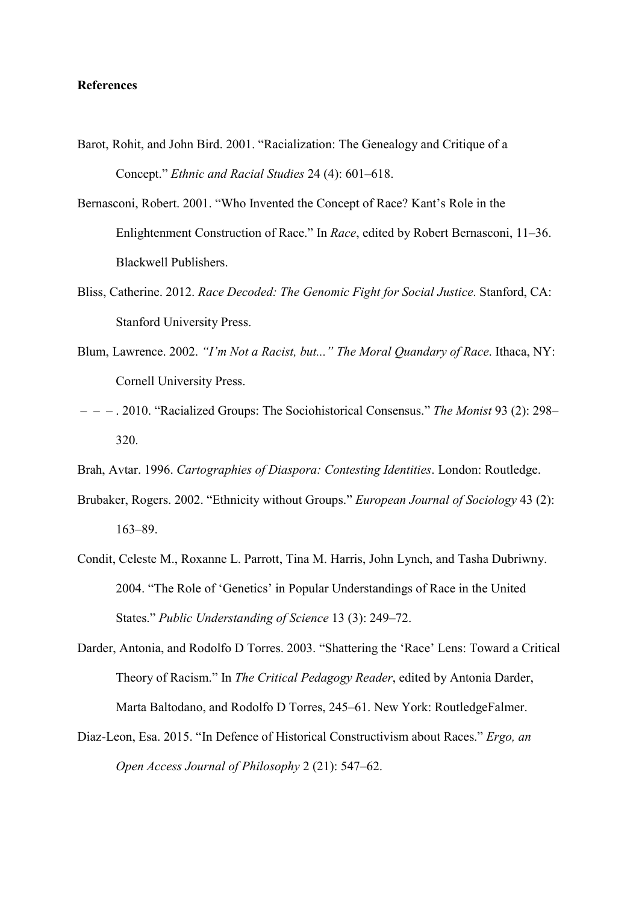**References**

Barot, Rohit, and John Bird. 2001. “Racialization: The Genealogy and Critique of a Concept.” *Ethnic and Racial Studies* 24 (4): 601–618.

Bernasconi, Robert. 2001. “Who Invented the Concept of Race? Kant’s Role in the Enlightenment Construction of Race.” In *Race*, edited by Robert Bernasconi, 11–36. Blackwell Publishers.

Bliss, Catherine. 2012. *Race Decoded: The Genomic Fight for Social Justice*. Stanford, CA: Stanford University Press.

Blum, Lawrence. 2002. *“I’m Not a Racist, but...” The Moral Quandary of Race*. Ithaca, NY: Cornell University Press.

– – – . 2010. “Racialized Groups: The Sociohistorical Consensus.” *The Monist* 93 (2): 298–320.

Brah, Avtar. 1996. *Cartographies of Diaspora: Contesting Identities*. London: Routledge.

Brubaker, Rogers. 2002. “Ethnicity without Groups.” *European Journal of Sociology* 43 (2): 163–89.

Condit, Celeste M., Roxanne L. Parrott, Tina M. Harris, John Lynch, and Tasha Dubriwny. 2004. “The Role of ‘Genetics’ in Popular Understandings of Race in the United States.” *Public Understanding of Science* 13 (3): 249–72.

Darder, Antonia, and Rodolfo D Torres. 2003. “Shattering the ‘Race’ Lens: Toward a Critical Theory of Racism.” In *The Critical Pedagogy Reader*, edited by Antonia Darder, Marta Baltodano, and Rodolfo D Torres, 245–61. New York: RoutledgeFalmer.

Diaz-Leon, Esa. 2015. “In Defence of Historical Constructivism about Races.” *Ergo, an Open Access Journal of Philosophy* 2 (21): 547–62.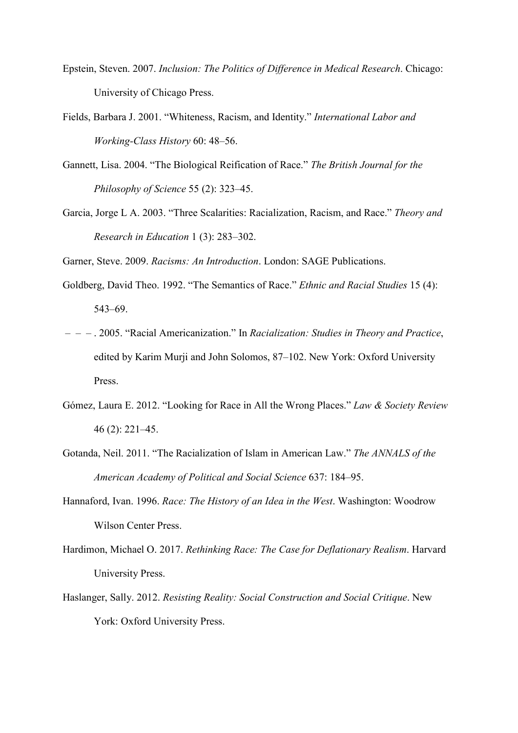Epstein, Steven. 2007. *Inclusion: The Politics of Difference in Medical Research*. Chicago: University of Chicago Press.

Fields, Barbara J. 2001. "Whiteness, Racism, and Identity." *International Labor and Working-Class History* 60: 48–56.

Gannett, Lisa. 2004. "The Biological Reification of Race." *The British Journal for the Philosophy of Science* 55 (2): 323–45.

Garcia, Jorge L A. 2003. "Three Scalarities: Racialization, Racism, and Race." *Theory and Research in Education* 1 (3): 283–302.

Garner, Steve. 2009. *Racisms: An Introduction*. London: SAGE Publications.

Goldberg, David Theo. 1992. "The Semantics of Race." *Ethnic and Racial Studies* 15 (4): 543–69.

– – – . 2005. "Racial Americanization." In *Racialization: Studies in Theory and Practice*, edited by Karim Murji and John Solomos, 87–102. New York: Oxford University Press.

Gómez, Laura E. 2012. "Looking for Race in All the Wrong Places." *Law & Society Review* 46 (2): 221–45.

Gotanda, Neil. 2011. "The Racialization of Islam in American Law." *The ANNALS of the American Academy of Political and Social Science* 637: 184–95.

Hannaford, Ivan. 1996. *Race: The History of an Idea in the West*. Washington: Woodrow Wilson Center Press.

Hardimon, Michael O. 2017. *Rethinking Race: The Case for Deflationary Realism*. Harvard University Press.

Haslanger, Sally. 2012. *Resisting Reality: Social Construction and Social Critique*. New York: Oxford University Press.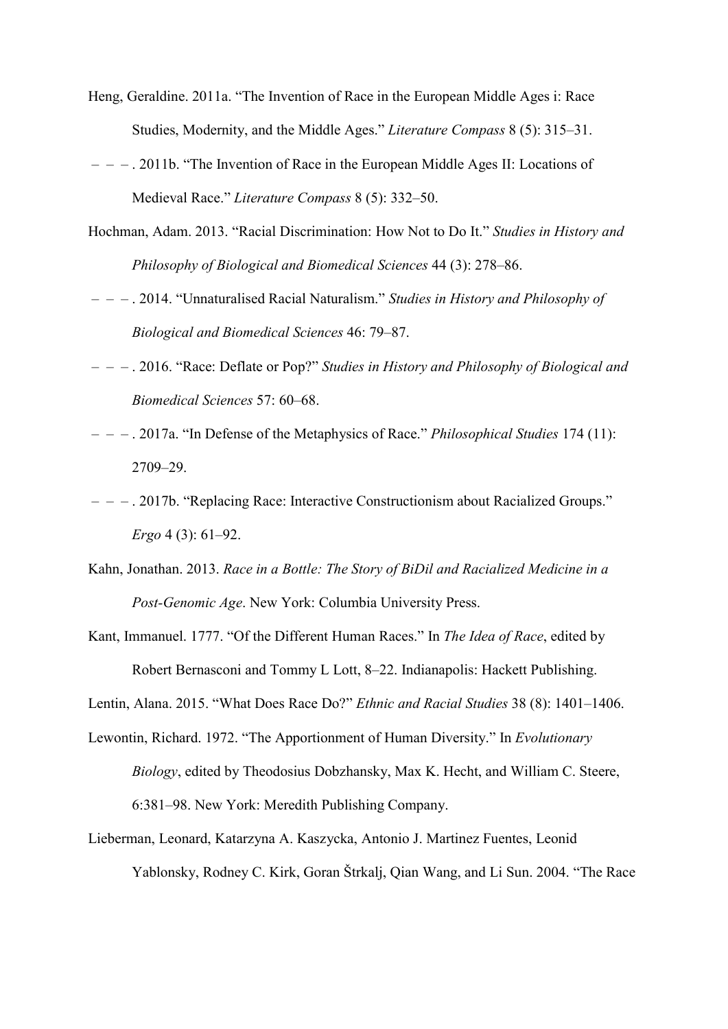Heng, Geraldine. 2011a. "The Invention of Race in the European Middle Ages i: Race Studies, Modernity, and the Middle Ages." *Literature Compass* 8 (5): 315–31.

– – – . 2011b. "The Invention of Race in the European Middle Ages II: Locations of Medieval Race." *Literature Compass* 8 (5): 332–50.

Hochman, Adam. 2013. "Racial Discrimination: How Not to Do It." *Studies in History and Philosophy of Biological and Biomedical Sciences* 44 (3): 278–86.

– – – . 2014. "Unnaturalised Racial Naturalism." *Studies in History and Philosophy of Biological and Biomedical Sciences* 46: 79–87.

– – – . 2016. "Race: Deflate or Pop?" *Studies in History and Philosophy of Biological and Biomedical Sciences* 57: 60–68.

– – – . 2017a. "In Defense of the Metaphysics of Race." *Philosophical Studies* 174 (11): 2709–29.

– – – . 2017b. "Replacing Race: Interactive Constructionism about Racialized Groups." *Ergo* 4 (3): 61–92.

Kahn, Jonathan. 2013. *Race in a Bottle: The Story of BiDil and Racialized Medicine in a Post-Genomic Age*. New York: Columbia University Press.

Kant, Immanuel. 1777. "Of the Different Human Races." In *The Idea of Race*, edited by Robert Bernasconi and Tommy L Lott, 8–22. Indianapolis: Hackett Publishing.

Lentin, Alana. 2015. "What Does Race Do?" *Ethnic and Racial Studies* 38 (8): 1401–1406.

Lewontin, Richard. 1972. "The Apportionment of Human Diversity." In *Evolutionary Biology*, edited by Theodosius Dobzhansky, Max K. Hecht, and William C. Steere, 6:381–98. New York: Meredith Publishing Company.

Lieberman, Leonard, Katarzyna A. Kaszycka, Antonio J. Martinez Fuentes, Leonid Yablonsky, Rodney C. Kirk, Goran Štrkalj, Qian Wang, and Li Sun. 2004. "The Race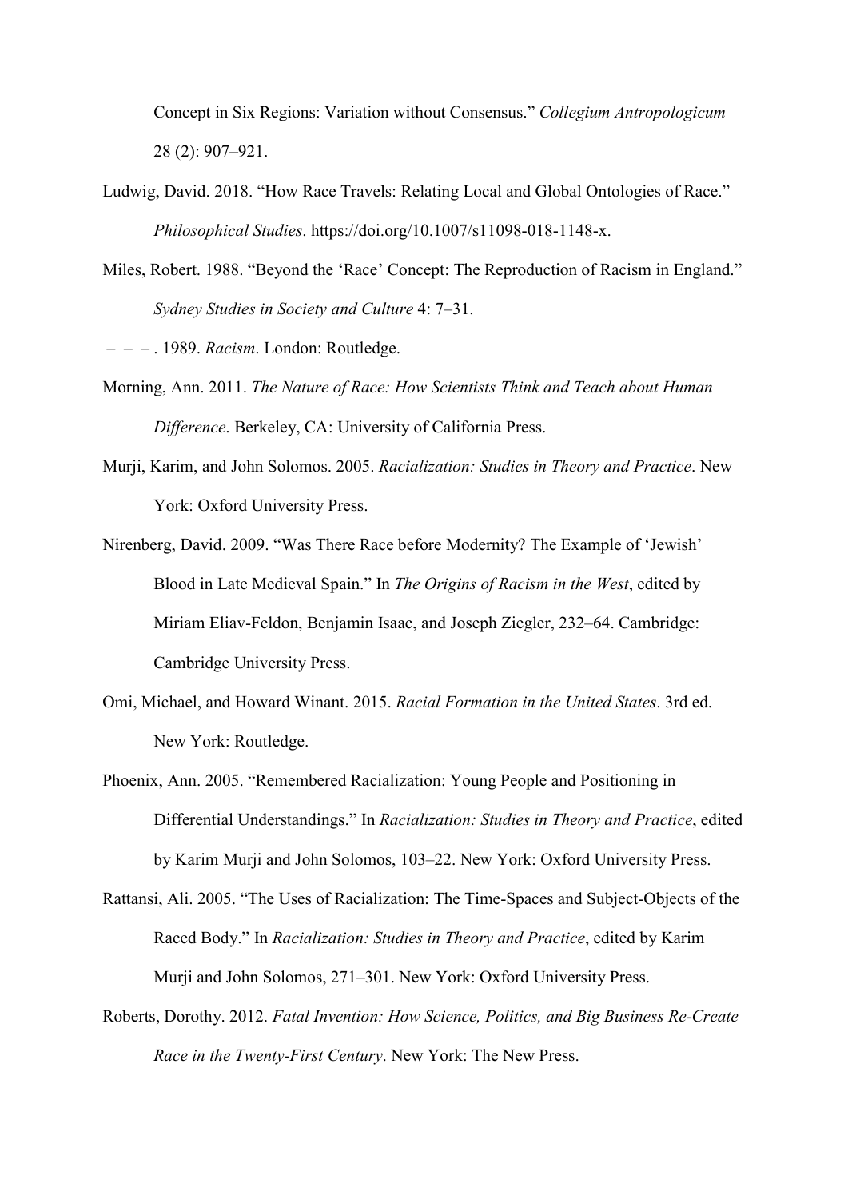Concept in Six Regions: Variation without Consensus." *Collegium Antropologicum* 28 (2): 907–921.

Ludwig, David. 2018. "How Race Travels: Relating Local and Global Ontologies of Race." *Philosophical Studies*. https://doi.org/10.1007/s11098-018-1148-x.

Miles, Robert. 1988. "Beyond the 'Race' Concept: The Reproduction of Racism in England." *Sydney Studies in Society and Culture* 4: 7–31.

– – – . 1989. *Racism*. London: Routledge.

Morning, Ann. 2011. *The Nature of Race: How Scientists Think and Teach about Human Difference*. Berkeley, CA: University of California Press.

Murji, Karim, and John Solomos. 2005. *Racialization: Studies in Theory and Practice*. New York: Oxford University Press.

Nirenberg, David. 2009. "Was There Race before Modernity? The Example of 'Jewish' Blood in Late Medieval Spain." In *The Origins of Racism in the West*, edited by Miriam Eliav-Feldon, Benjamin Isaac, and Joseph Ziegler, 232–64. Cambridge: Cambridge University Press.

Omi, Michael, and Howard Winant. 2015. *Racial Formation in the United States*. 3rd ed. New York: Routledge.

Phoenix, Ann. 2005. "Remembered Racialization: Young People and Positioning in Differential Understandings." In *Racialization: Studies in Theory and Practice*, edited by Karim Murji and John Solomos, 103–22. New York: Oxford University Press.

Rattansi, Ali. 2005. "The Uses of Racialization: The Time-Spaces and Subject-Objects of the Raced Body." In *Racialization: Studies in Theory and Practice*, edited by Karim Murji and John Solomos, 271–301. New York: Oxford University Press.

Roberts, Dorothy. 2012. *Fatal Invention: How Science, Politics, and Big Business Re-Create Race in the Twenty-First Century*. New York: The New Press.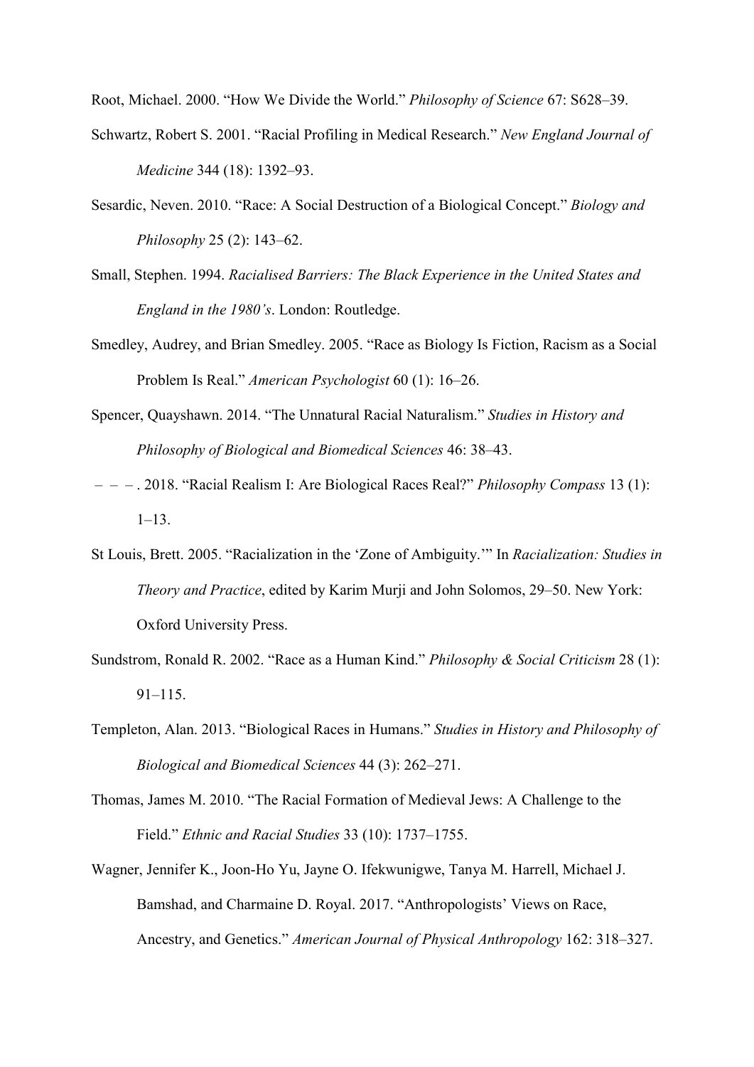Root, Michael. 2000. “How We Divide the World.” *Philosophy of Science* 67: S628–39.

Schwartz, Robert S. 2001. “Racial Profiling in Medical Research.” *New England Journal of Medicine* 344 (18): 1392–93.

Sesardic, Neven. 2010. “Race: A Social Destruction of a Biological Concept.” *Biology and Philosophy* 25 (2): 143–62.

Small, Stephen. 1994. *Racialised Barriers: The Black Experience in the United States and England in the 1980’s*. London: Routledge.

Smedley, Audrey, and Brian Smedley. 2005. “Race as Biology Is Fiction, Racism as a Social Problem Is Real.” *American Psychologist* 60 (1): 16–26.

Spencer, Quayshawn. 2014. “The Unnatural Racial Naturalism.” *Studies in History and Philosophy of Biological and Biomedical Sciences* 46: 38–43.

– – – . 2018. “Racial Realism I: Are Biological Races Real?” *Philosophy Compass* 13 (1): 1–13.

St Louis, Brett. 2005. “Racialization in the ‘Zone of Ambiguity.’” In *Racialization: Studies in Theory and Practice*, edited by Karim Murji and John Solomos, 29–50. New York: Oxford University Press.

Sundstrom, Ronald R. 2002. “Race as a Human Kind.” *Philosophy & Social Criticism* 28 (1): 91–115.

Templeton, Alan. 2013. “Biological Races in Humans.” *Studies in History and Philosophy of Biological and Biomedical Sciences* 44 (3): 262–271.

Thomas, James M. 2010. “The Racial Formation of Medieval Jews: A Challenge to the Field.” *Ethnic and Racial Studies* 33 (10): 1737–1755.

Wagner, Jennifer K., Joon-Ho Yu, Jayne O. Ifekwunigwe, Tanya M. Harrell, Michael J. Bamshad, and Charmaine D. Royal. 2017. “Anthropologists’ Views on Race, Ancestry, and Genetics.” *American Journal of Physical Anthropology* 162: 318–327.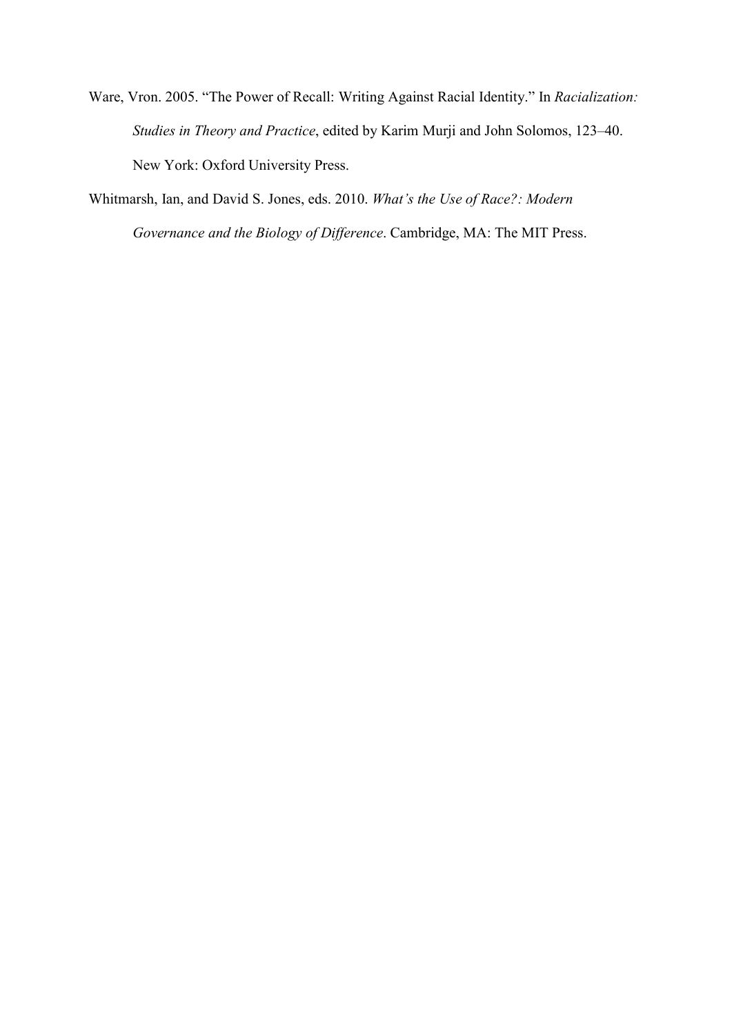Ware, Vron. 2005. "The Power of Recall: Writing Against Racial Identity." In *Racialization: Studies in Theory and Practice*, edited by Karim Murji and John Solomos, 123–40. New York: Oxford University Press.

Whitmarsh, Ian, and David S. Jones, eds. 2010. *What's the Use of Race?: Modern Governance and the Biology of Difference*. Cambridge, MA: The MIT Press.